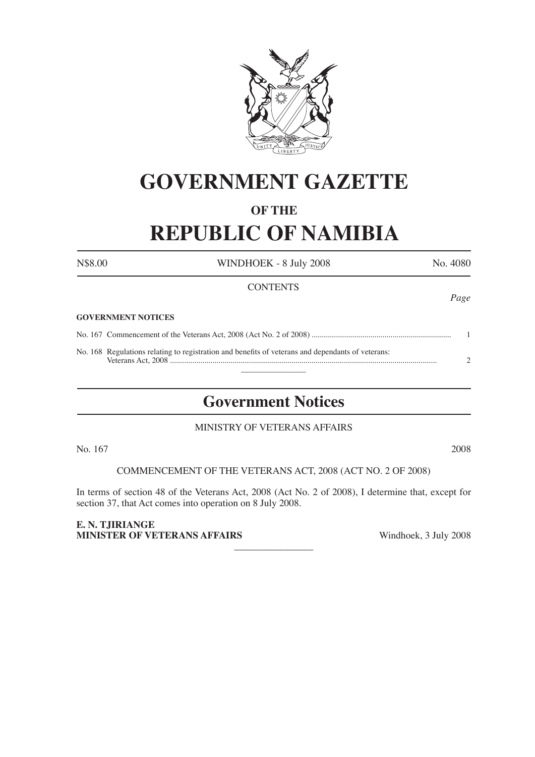# GOVERNMENT GAZETTE

## OF THE

# REPUBLIC OF NAMIBIA

N$8.00 WINDHOEK - 8 July 2008 No. 4080

CONTENTS

*Page*

**GOVERNMENT NOTICES**

No. 167 Commencement of the Veterans Act, 2008 (Act No. 2 of 2008) .................................................................... 1

No. 168 Regulations relating to registration and benefits of veterans and dependants of veterans: Veterans Act, 2008 .................................................................................................................................. 2

---

## Government Notices

MINISTRY OF VETERANS AFFAIRS

No. 167 2008

COMMENCEMENT OF THE VETERANS ACT, 2008 (ACT NO. 2 OF 2008)

In terms of section 48 of the Veterans Act, 2008 (Act No. 2 of 2008), I determine that, except for section 37, that Act comes into operation on 8 July 2008.

**E. N. TJIRIANGE**
**MINISTER OF VETERANS AFFAIRS** Windhoek, 3 July 2008

---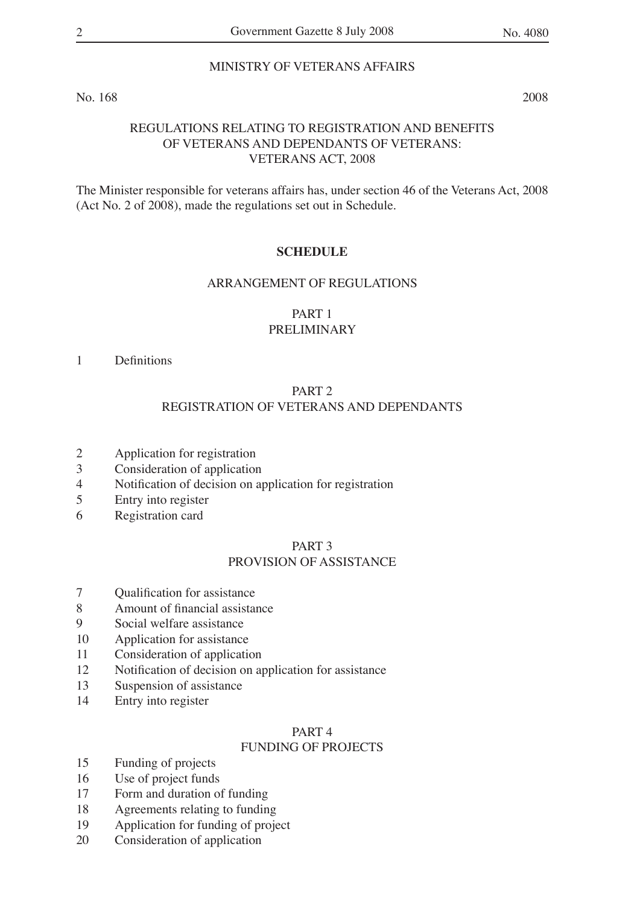MINISTRY OF VETERANS AFFAIRS

No. 168 2008

## REGULATIONS RELATING TO REGISTRATION AND BENEFITS OF VETERANS AND DEPENDANTS OF VETERANS: VETERANS ACT, 2008

The Minister responsible for veterans affairs has, under section 46 of the Veterans Act, 2008 (Act No. 2 of 2008), made the regulations set out in Schedule.

**SCHEDULE**

ARRANGEMENT OF REGULATIONS

PART 1
PRELIMINARY

1 Definitions

PART 2
REGISTRATION OF VETERANS AND DEPENDANTS

2 Application for registration
3 Consideration of application
4 Notification of decision on application for registration
5 Entry into register
6 Registration card

PART 3
PROVISION OF ASSISTANCE

7 Qualification for assistance
8 Amount of financial assistance
9 Social welfare assistance
10 Application for assistance
11 Consideration of application
12 Notification of decision on application for assistance
13 Suspension of assistance
14 Entry into register

PART 4
FUNDING OF PROJECTS

15 Funding of projects
16 Use of project funds
17 Form and duration of funding
18 Agreements relating to funding
19 Application for funding of project
20 Consideration of application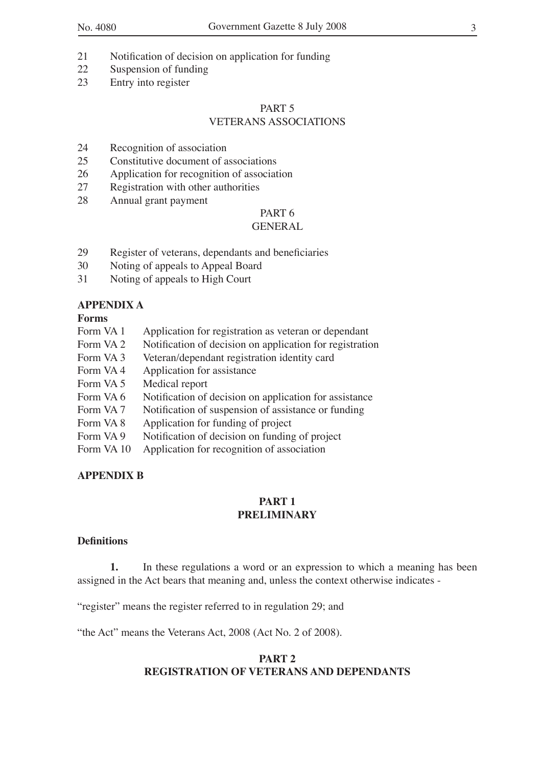21 Notification of decision on application for funding
22 Suspension of funding
23 Entry into register

PART 5
VETERANS ASSOCIATIONS

24 Recognition of association
25 Constitutive document of associations
26 Application for recognition of association
27 Registration with other authorities
28 Annual grant payment

PART 6
GENERAL

29 Register of veterans, dependants and beneficiaries
30 Noting of appeals to Appeal Board
31 Noting of appeals to High Court

**APPENDIX A**

**Forms**

Form VA 1 Application for registration as veteran or dependant
Form VA 2 Notification of decision on application for registration
Form VA 3 Veteran/dependant registration identity card
Form VA 4 Application for assistance
Form VA 5 Medical report
Form VA 6 Notification of decision on application for assistance
Form VA 7 Notification of suspension of assistance or funding
Form VA 8 Application for funding of project
Form VA 9 Notification of decision on funding of project
Form VA 10 Application for recognition of association

**APPENDIX B**

## PART 1
## PRELIMINARY

**Definitions**

**1.** In these regulations a word or an expression to which a meaning has been assigned in the Act bears that meaning and, unless the context otherwise indicates -

"register" means the register referred to in regulation 29; and

"the Act" means the Veterans Act, 2008 (Act No. 2 of 2008).

## PART 2
## REGISTRATION OF VETERANS AND DEPENDANTS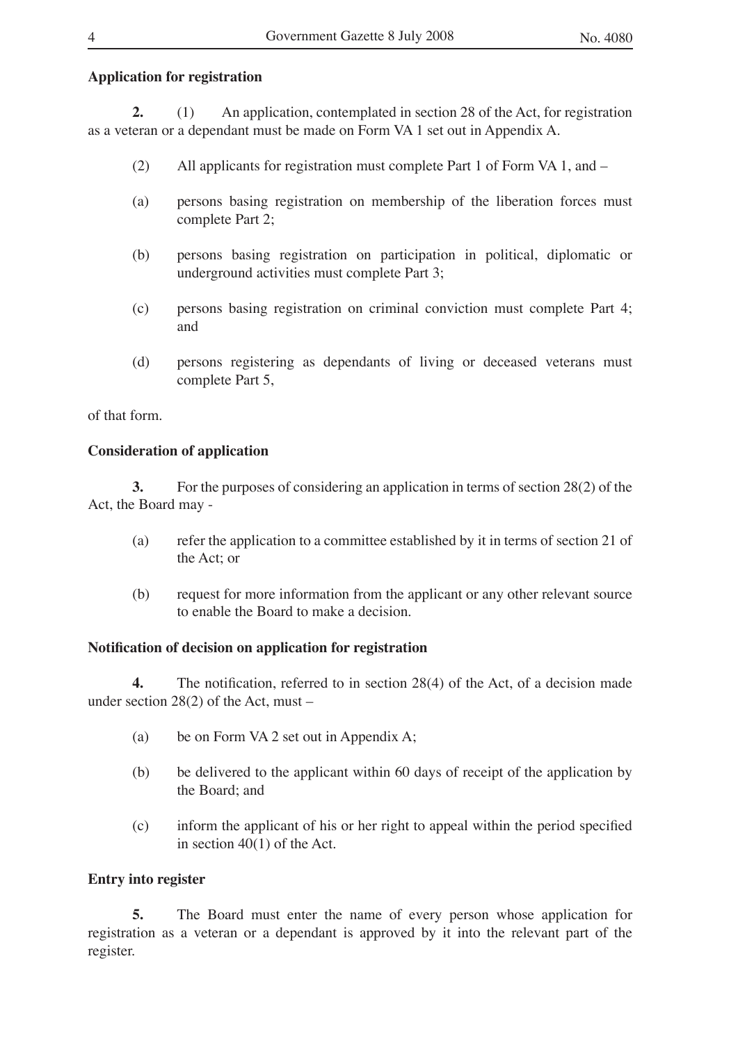**Application for registration**

**2.** (1) An application, contemplated in section 28 of the Act, for registration as a veteran or a dependant must be made on Form VA 1 set out in Appendix A.

(2) All applicants for registration must complete Part 1 of Form VA 1, and –

(a) persons basing registration on membership of the liberation forces must complete Part 2;

(b) persons basing registration on participation in political, diplomatic or underground activities must complete Part 3;

(c) persons basing registration on criminal conviction must complete Part 4; and

(d) persons registering as dependants of living or deceased veterans must complete Part 5,

of that form.

**Consideration of application**

**3.** For the purposes of considering an application in terms of section 28(2) of the Act, the Board may -

(a) refer the application to a committee established by it in terms of section 21 of the Act; or

(b) request for more information from the applicant or any other relevant source to enable the Board to make a decision.

**Notification of decision on application for registration**

**4.** The notification, referred to in section 28(4) of the Act, of a decision made under section 28(2) of the Act, must –

(a) be on Form VA 2 set out in Appendix A;

(b) be delivered to the applicant within 60 days of receipt of the application by the Board; and

(c) inform the applicant of his or her right to appeal within the period specified in section 40(1) of the Act.

**Entry into register**

**5.** The Board must enter the name of every person whose application for registration as a veteran or a dependant is approved by it into the relevant part of the register.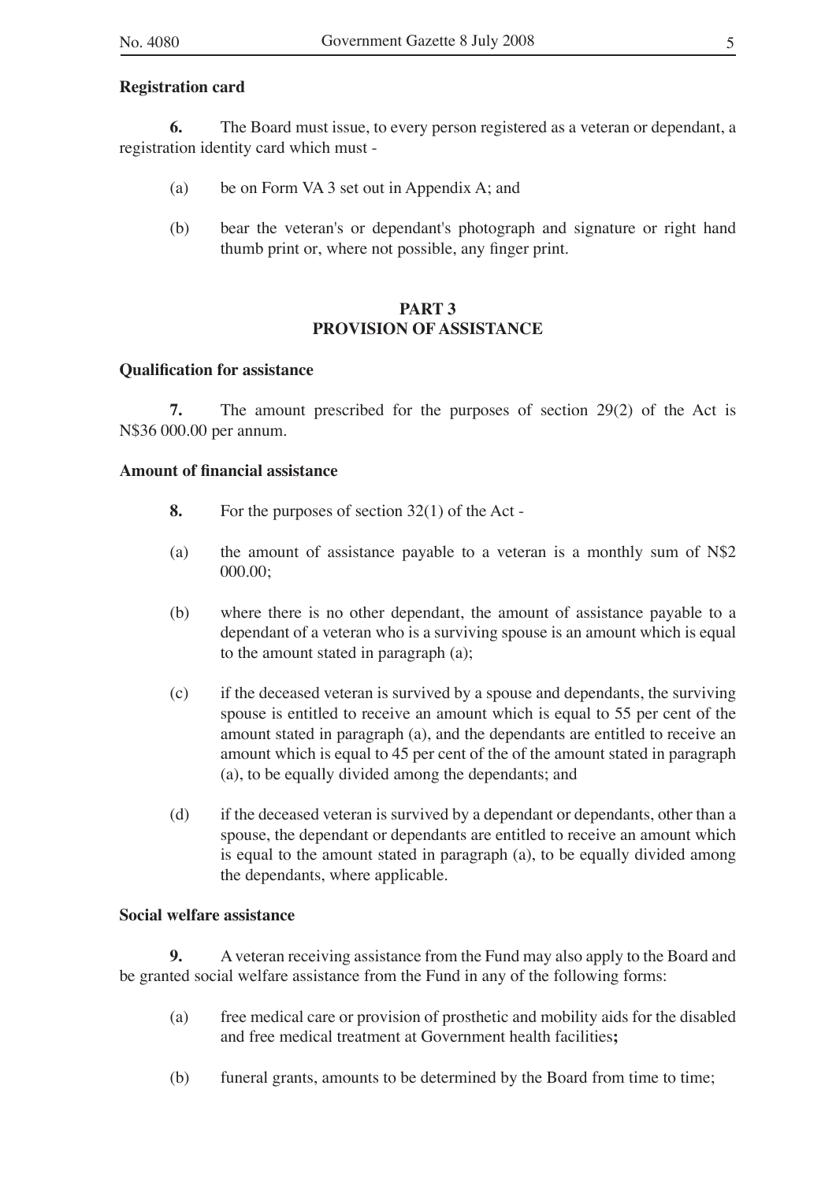**Registration card**

**6.** The Board must issue, to every person registered as a veteran or dependant, a registration identity card which must -

(a) be on Form VA 3 set out in Appendix A; and

(b) bear the veteran's or dependant's photograph and signature or right hand thumb print or, where not possible, any finger print.

## PART 3
## PROVISION OF ASSISTANCE

**Qualification for assistance**

**7.** The amount prescribed for the purposes of section 29(2) of the Act is N$36 000.00 per annum.

**Amount of financial assistance**

**8.** For the purposes of section 32(1) of the Act -

(a) the amount of assistance payable to a veteran is a monthly sum of N$2 000.00;

(b) where there is no other dependant, the amount of assistance payable to a dependant of a veteran who is a surviving spouse is an amount which is equal to the amount stated in paragraph (a);

(c) if the deceased veteran is survived by a spouse and dependants, the surviving spouse is entitled to receive an amount which is equal to 55 per cent of the amount stated in paragraph (a), and the dependants are entitled to receive an amount which is equal to 45 per cent of the of the amount stated in paragraph (a), to be equally divided among the dependants; and

(d) if the deceased veteran is survived by a dependant or dependants, other than a spouse, the dependant or dependants are entitled to receive an amount which is equal to the amount stated in paragraph (a), to be equally divided among the dependants, where applicable.

**Social welfare assistance**

**9.** A veteran receiving assistance from the Fund may also apply to the Board and be granted social welfare assistance from the Fund in any of the following forms:

(a) free medical care or provision of prosthetic and mobility aids for the disabled and free medical treatment at Government health facilities**;**

(b) funeral grants, amounts to be determined by the Board from time to time;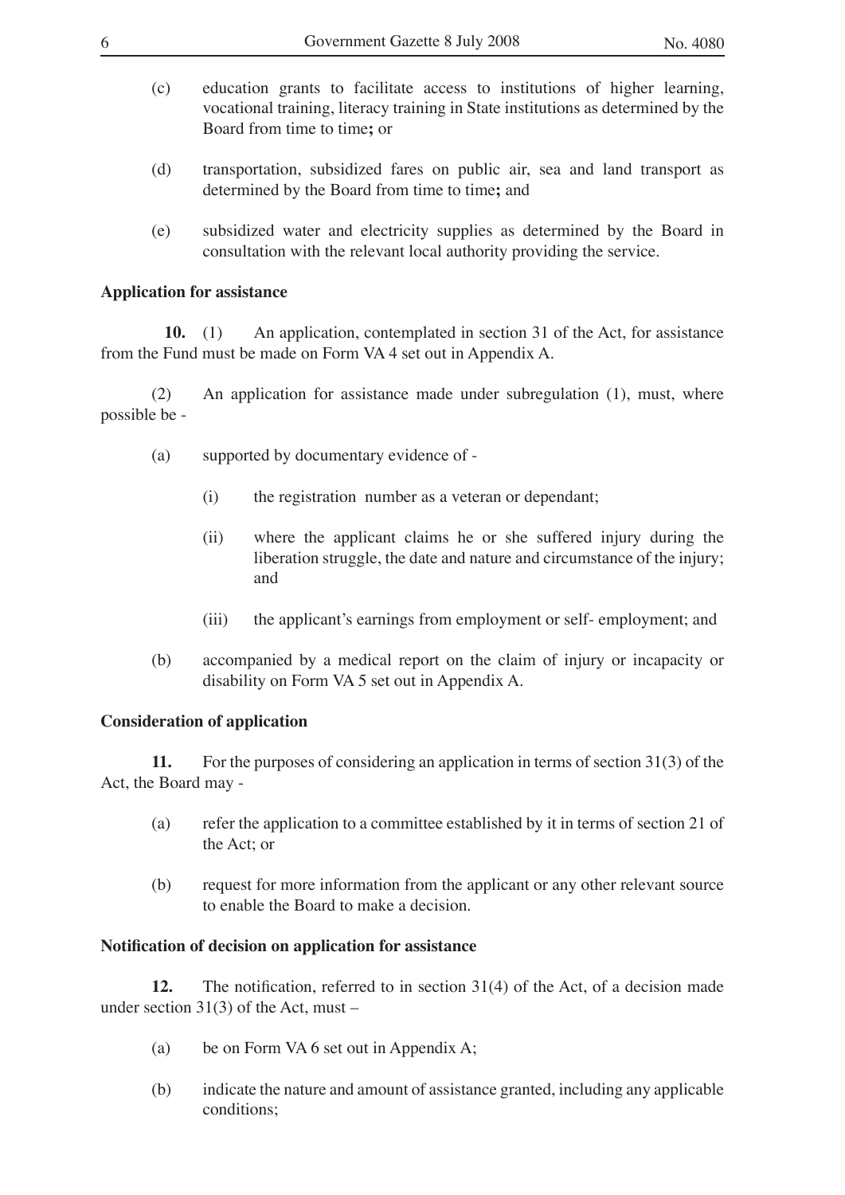(c) education grants to facilitate access to institutions of higher learning, vocational training, literacy training in State institutions as determined by the Board from time to time**;** or

(d) transportation, subsidized fares on public air, sea and land transport as determined by the Board from time to time**;** and

(e) subsidized water and electricity supplies as determined by the Board in consultation with the relevant local authority providing the service.

**Application for assistance**

**10.** (1) An application, contemplated in section 31 of the Act, for assistance from the Fund must be made on Form VA 4 set out in Appendix A.

(2) An application for assistance made under subregulation (1), must, where possible be -

(a) supported by documentary evidence of -

(i) the registration number as a veteran or dependant;

(ii) where the applicant claims he or she suffered injury during the liberation struggle, the date and nature and circumstance of the injury; and

(iii) the applicant's earnings from employment or self- employment; and

(b) accompanied by a medical report on the claim of injury or incapacity or disability on Form VA 5 set out in Appendix A.

**Consideration of application**

**11.** For the purposes of considering an application in terms of section 31(3) of the Act, the Board may -

(a) refer the application to a committee established by it in terms of section 21 of the Act; or

(b) request for more information from the applicant or any other relevant source to enable the Board to make a decision.

**Notification of decision on application for assistance**

**12.** The notification, referred to in section 31(4) of the Act, of a decision made under section 31(3) of the Act, must –

(a) be on Form VA 6 set out in Appendix A;

(b) indicate the nature and amount of assistance granted, including any applicable conditions;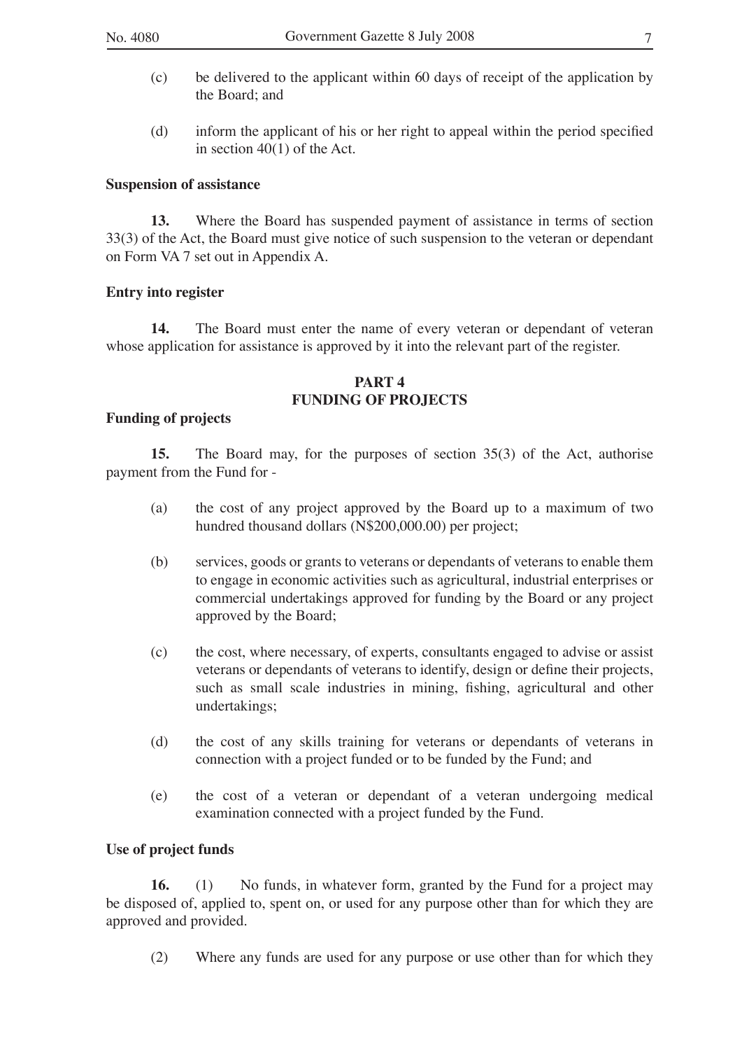(c) be delivered to the applicant within 60 days of receipt of the application by the Board; and

(d) inform the applicant of his or her right to appeal within the period specified in section 40(1) of the Act.

**Suspension of assistance**

**13.** Where the Board has suspended payment of assistance in terms of section 33(3) of the Act, the Board must give notice of such suspension to the veteran or dependant on Form VA 7 set out in Appendix A.

**Entry into register**

**14.** The Board must enter the name of every veteran or dependant of veteran whose application for assistance is approved by it into the relevant part of the register.

## PART 4
## FUNDING OF PROJECTS

**Funding of projects**

**15.** The Board may, for the purposes of section 35(3) of the Act, authorise payment from the Fund for -

(a) the cost of any project approved by the Board up to a maximum of two hundred thousand dollars (N$200,000.00) per project;

(b) services, goods or grants to veterans or dependants of veterans to enable them to engage in economic activities such as agricultural, industrial enterprises or commercial undertakings approved for funding by the Board or any project approved by the Board;

(c) the cost, where necessary, of experts, consultants engaged to advise or assist veterans or dependants of veterans to identify, design or define their projects, such as small scale industries in mining, fishing, agricultural and other undertakings;

(d) the cost of any skills training for veterans or dependants of veterans in connection with a project funded or to be funded by the Fund; and

(e) the cost of a veteran or dependant of a veteran undergoing medical examination connected with a project funded by the Fund.

**Use of project funds**

**16.** (1) No funds, in whatever form, granted by the Fund for a project may be disposed of, applied to, spent on, or used for any purpose other than for which they are approved and provided.

(2) Where any funds are used for any purpose or use other than for which they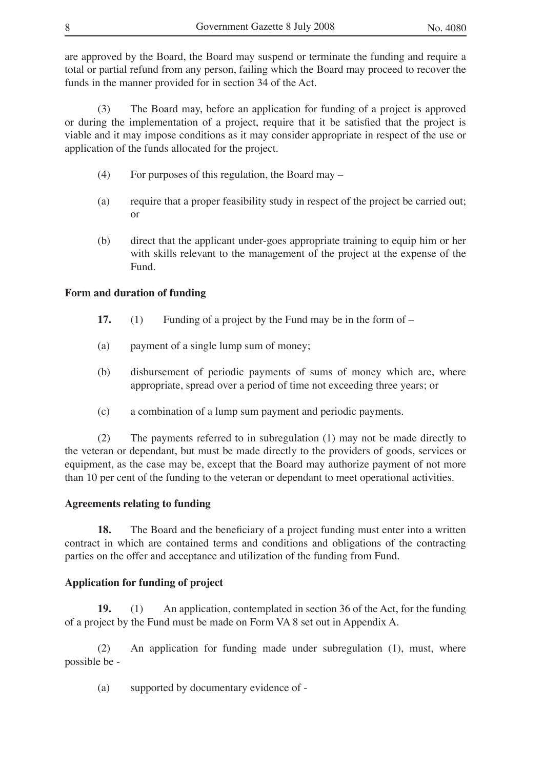are approved by the Board, the Board may suspend or terminate the funding and require a total or partial refund from any person, failing which the Board may proceed to recover the funds in the manner provided for in section 34 of the Act.

(3) The Board may, before an application for funding of a project is approved or during the implementation of a project, require that it be satisfied that the project is viable and it may impose conditions as it may consider appropriate in respect of the use or application of the funds allocated for the project.

(4) For purposes of this regulation, the Board may –

(a) require that a proper feasibility study in respect of the project be carried out; or

(b) direct that the applicant under-goes appropriate training to equip him or her with skills relevant to the management of the project at the expense of the Fund.

**Form and duration of funding**

**17.** (1) Funding of a project by the Fund may be in the form of –

(a) payment of a single lump sum of money;

(b) disbursement of periodic payments of sums of money which are, where appropriate, spread over a period of time not exceeding three years; or

(c) a combination of a lump sum payment and periodic payments.

(2) The payments referred to in subregulation (1) may not be made directly to the veteran or dependant, but must be made directly to the providers of goods, services or equipment, as the case may be, except that the Board may authorize payment of not more than 10 per cent of the funding to the veteran or dependant to meet operational activities.

**Agreements relating to funding**

**18.** The Board and the beneficiary of a project funding must enter into a written contract in which are contained terms and conditions and obligations of the contracting parties on the offer and acceptance and utilization of the funding from Fund.

**Application for funding of project**

**19.** (1) An application, contemplated in section 36 of the Act, for the funding of a project by the Fund must be made on Form VA 8 set out in Appendix A.

(2) An application for funding made under subregulation (1), must, where possible be -

(a) supported by documentary evidence of -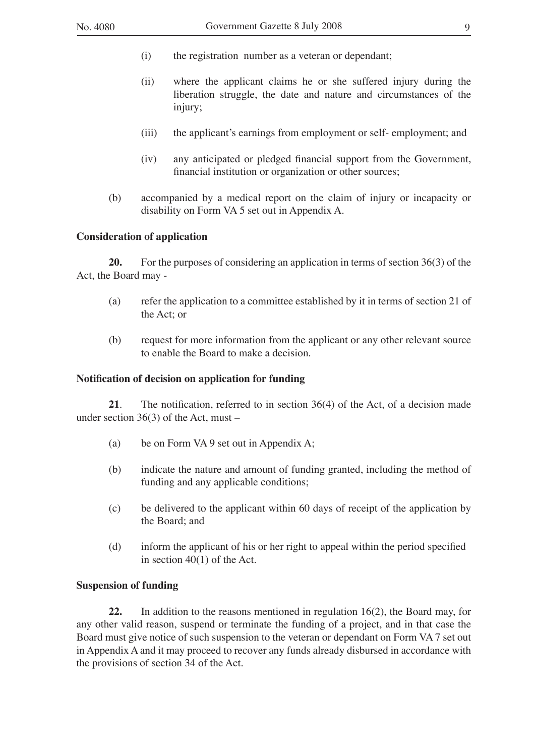(i) the registration number as a veteran or dependant;

(ii) where the applicant claims he or she suffered injury during the liberation struggle, the date and nature and circumstances of the injury;

(iii) the applicant's earnings from employment or self- employment; and

(iv) any anticipated or pledged financial support from the Government, financial institution or organization or other sources;

(b) accompanied by a medical report on the claim of injury or incapacity or disability on Form VA 5 set out in Appendix A.

**Consideration of application**

**20.** For the purposes of considering an application in terms of section 36(3) of the Act, the Board may -

(a) refer the application to a committee established by it in terms of section 21 of the Act; or

(b) request for more information from the applicant or any other relevant source to enable the Board to make a decision.

**Notification of decision on application for funding**

**21**. The notification, referred to in section 36(4) of the Act, of a decision made under section 36(3) of the Act, must –

(a) be on Form VA 9 set out in Appendix A;

(b) indicate the nature and amount of funding granted, including the method of funding and any applicable conditions;

(c) be delivered to the applicant within 60 days of receipt of the application by the Board; and

(d) inform the applicant of his or her right to appeal within the period specified in section 40(1) of the Act.

**Suspension of funding**

**22.** In addition to the reasons mentioned in regulation 16(2), the Board may, for any other valid reason, suspend or terminate the funding of a project, and in that case the Board must give notice of such suspension to the veteran or dependant on Form VA 7 set out in Appendix A and it may proceed to recover any funds already disbursed in accordance with the provisions of section 34 of the Act.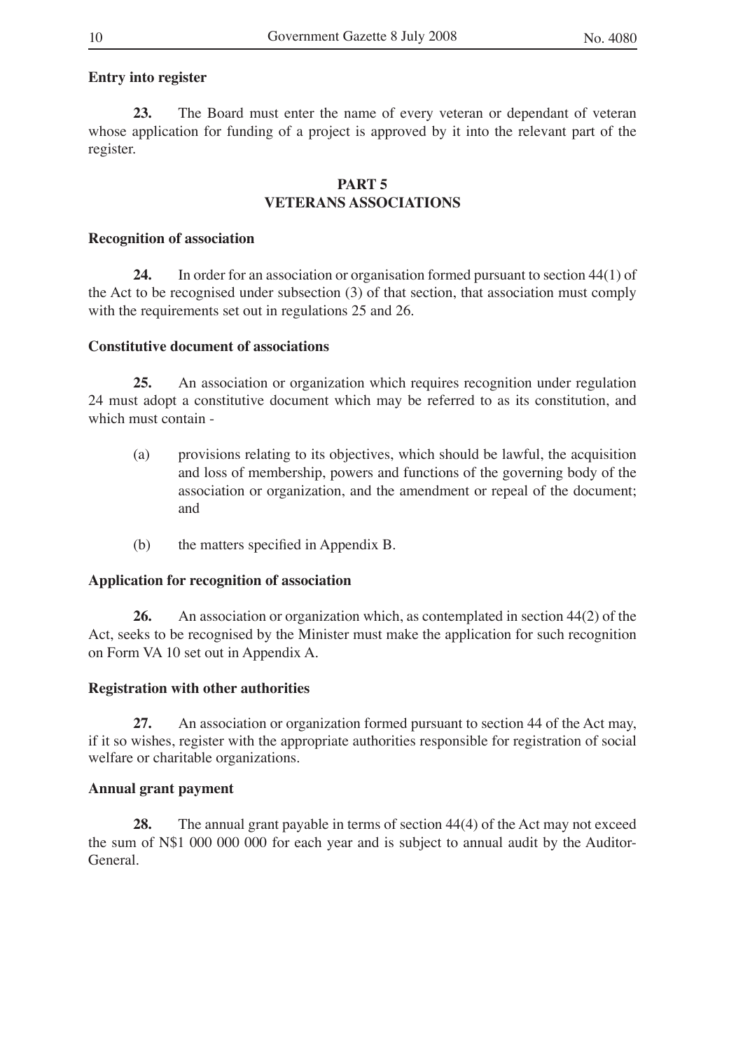**Entry into register**

**23.** The Board must enter the name of every veteran or dependant of veteran whose application for funding of a project is approved by it into the relevant part of the register.

## PART 5
## VETERANS ASSOCIATIONS

**Recognition of association**

**24.** In order for an association or organisation formed pursuant to section 44(1) of the Act to be recognised under subsection (3) of that section, that association must comply with the requirements set out in regulations 25 and 26.

**Constitutive document of associations**

**25.** An association or organization which requires recognition under regulation 24 must adopt a constitutive document which may be referred to as its constitution, and which must contain -

(a) provisions relating to its objectives, which should be lawful, the acquisition and loss of membership, powers and functions of the governing body of the association or organization, and the amendment or repeal of the document; and

(b) the matters specified in Appendix B.

**Application for recognition of association**

**26.** An association or organization which, as contemplated in section 44(2) of the Act, seeks to be recognised by the Minister must make the application for such recognition on Form VA 10 set out in Appendix A.

**Registration with other authorities**

**27.** An association or organization formed pursuant to section 44 of the Act may, if it so wishes, register with the appropriate authorities responsible for registration of social welfare or charitable organizations.

**Annual grant payment**

**28.** The annual grant payable in terms of section 44(4) of the Act may not exceed the sum of N$1 000 000 000 for each year and is subject to annual audit by the Auditor-General.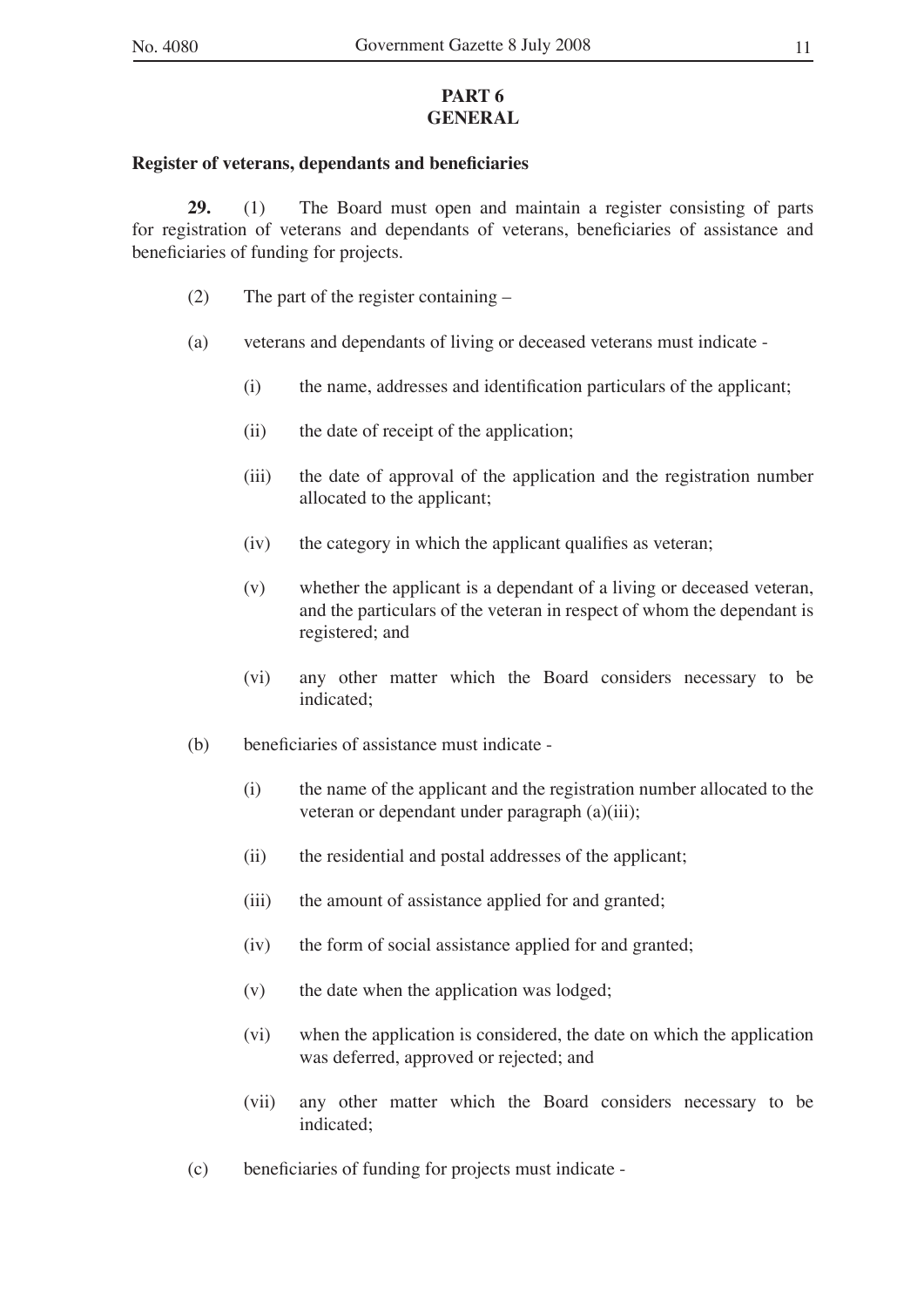## PART 6
## GENERAL

**Register of veterans, dependants and beneficiaries**

**29.** (1) The Board must open and maintain a register consisting of parts for registration of veterans and dependants of veterans, beneficiaries of assistance and beneficiaries of funding for projects.

(2) The part of the register containing –

(a) veterans and dependants of living or deceased veterans must indicate -

(i) the name, addresses and identification particulars of the applicant;

(ii) the date of receipt of the application;

(iii) the date of approval of the application and the registration number allocated to the applicant;

(iv) the category in which the applicant qualifies as veteran;

(v) whether the applicant is a dependant of a living or deceased veteran, and the particulars of the veteran in respect of whom the dependant is registered; and

(vi) any other matter which the Board considers necessary to be indicated;

(b) beneficiaries of assistance must indicate -

(i) the name of the applicant and the registration number allocated to the veteran or dependant under paragraph (a)(iii);

(ii) the residential and postal addresses of the applicant;

(iii) the amount of assistance applied for and granted;

(iv) the form of social assistance applied for and granted;

(v) the date when the application was lodged;

(vi) when the application is considered, the date on which the application was deferred, approved or rejected; and

(vii) any other matter which the Board considers necessary to be indicated;

(c) beneficiaries of funding for projects must indicate -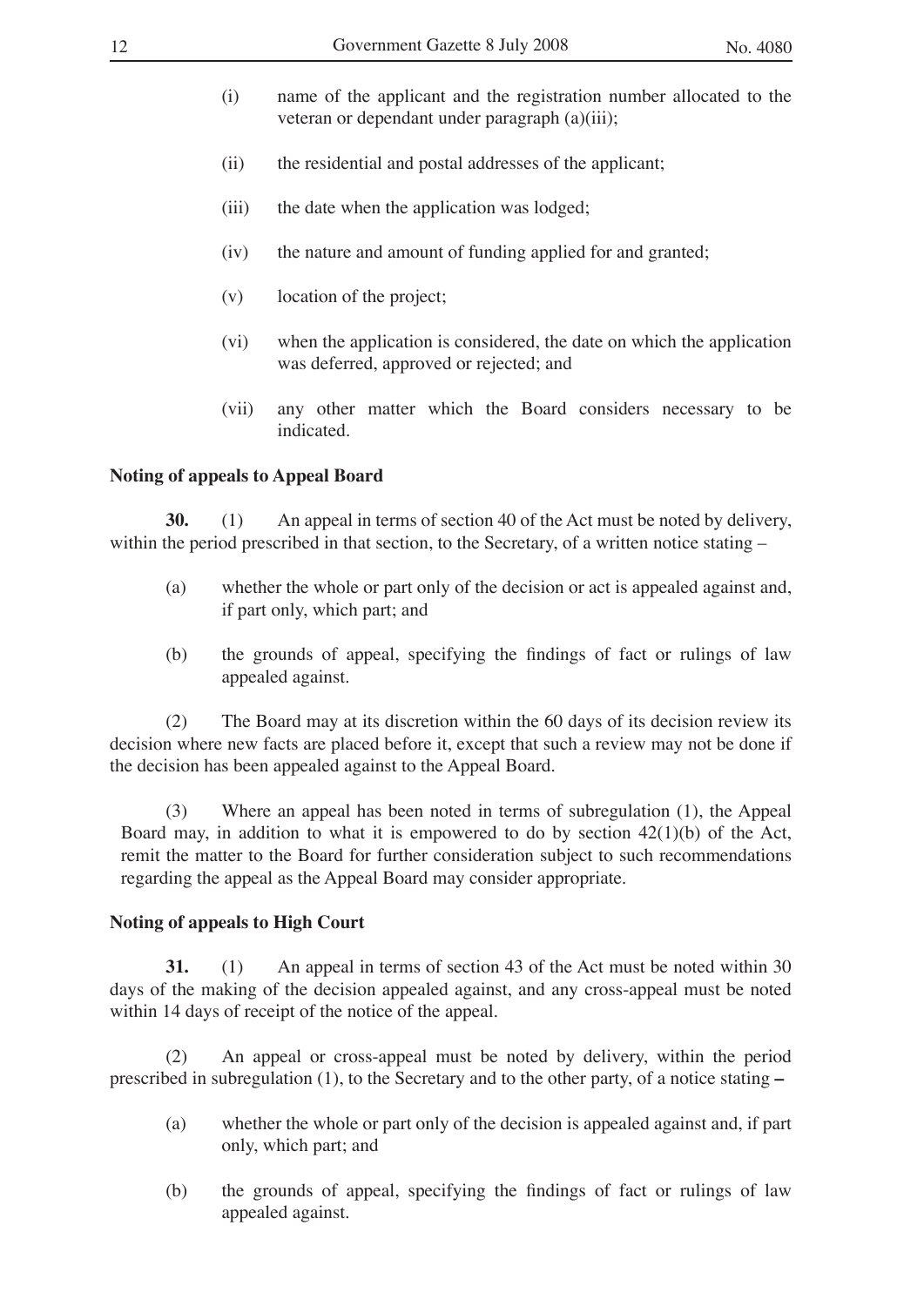(i) name of the applicant and the registration number allocated to the veteran or dependant under paragraph (a)(iii);

(ii) the residential and postal addresses of the applicant;

(iii) the date when the application was lodged;

(iv) the nature and amount of funding applied for and granted;

(v) location of the project;

(vi) when the application is considered, the date on which the application was deferred, approved or rejected; and

(vii) any other matter which the Board considers necessary to be indicated.

**Noting of appeals to Appeal Board**

**30.** (1) An appeal in terms of section 40 of the Act must be noted by delivery, within the period prescribed in that section, to the Secretary, of a written notice stating –

(a) whether the whole or part only of the decision or act is appealed against and, if part only, which part; and

(b) the grounds of appeal, specifying the findings of fact or rulings of law appealed against.

(2) The Board may at its discretion within the 60 days of its decision review its decision where new facts are placed before it, except that such a review may not be done if the decision has been appealed against to the Appeal Board.

(3) Where an appeal has been noted in terms of subregulation (1), the Appeal Board may, in addition to what it is empowered to do by section 42(1)(b) of the Act, remit the matter to the Board for further consideration subject to such recommendations regarding the appeal as the Appeal Board may consider appropriate.

**Noting of appeals to High Court**

**31.** (1) An appeal in terms of section 43 of the Act must be noted within 30 days of the making of the decision appealed against, and any cross-appeal must be noted within 14 days of receipt of the notice of the appeal.

(2) An appeal or cross-appeal must be noted by delivery, within the period prescribed in subregulation (1), to the Secretary and to the other party, of a notice stating –

(a) whether the whole or part only of the decision is appealed against and, if part only, which part; and

(b) the grounds of appeal, specifying the findings of fact or rulings of law appealed against.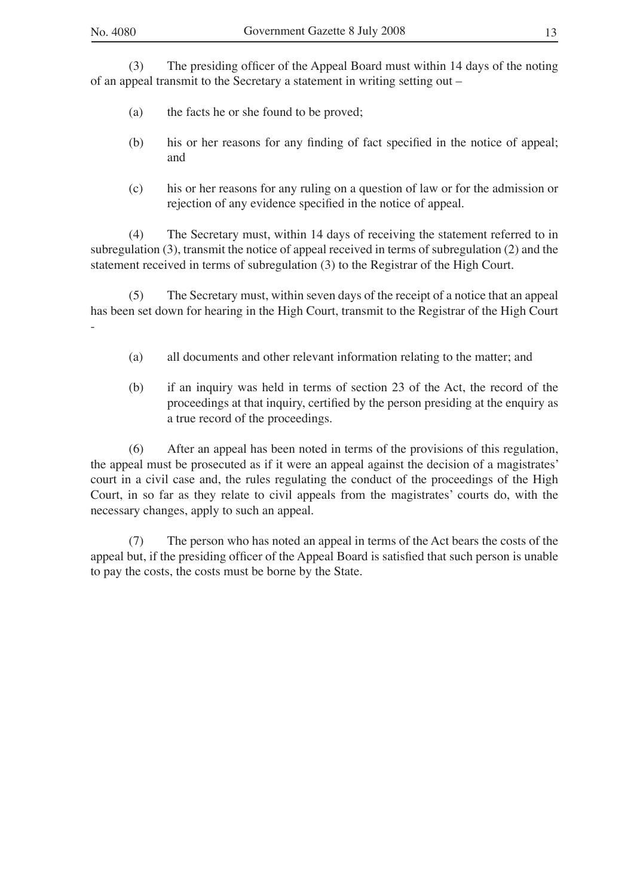(3) The presiding officer of the Appeal Board must within 14 days of the noting of an appeal transmit to the Secretary a statement in writing setting out –

(a) the facts he or she found to be proved;

(b) his or her reasons for any finding of fact specified in the notice of appeal; and

(c) his or her reasons for any ruling on a question of law or for the admission or rejection of any evidence specified in the notice of appeal.

(4) The Secretary must, within 14 days of receiving the statement referred to in subregulation (3), transmit the notice of appeal received in terms of subregulation (2) and the statement received in terms of subregulation (3) to the Registrar of the High Court.

(5) The Secretary must, within seven days of the receipt of a notice that an appeal has been set down for hearing in the High Court, transmit to the Registrar of the High Court -

(a) all documents and other relevant information relating to the matter; and

(b) if an inquiry was held in terms of section 23 of the Act, the record of the proceedings at that inquiry, certified by the person presiding at the enquiry as a true record of the proceedings.

(6) After an appeal has been noted in terms of the provisions of this regulation, the appeal must be prosecuted as if it were an appeal against the decision of a magistrates' court in a civil case and, the rules regulating the conduct of the proceedings of the High Court, in so far as they relate to civil appeals from the magistrates' courts do, with the necessary changes, apply to such an appeal.

(7) The person who has noted an appeal in terms of the Act bears the costs of the appeal but, if the presiding officer of the Appeal Board is satisfied that such person is unable to pay the costs, the costs must be borne by the State.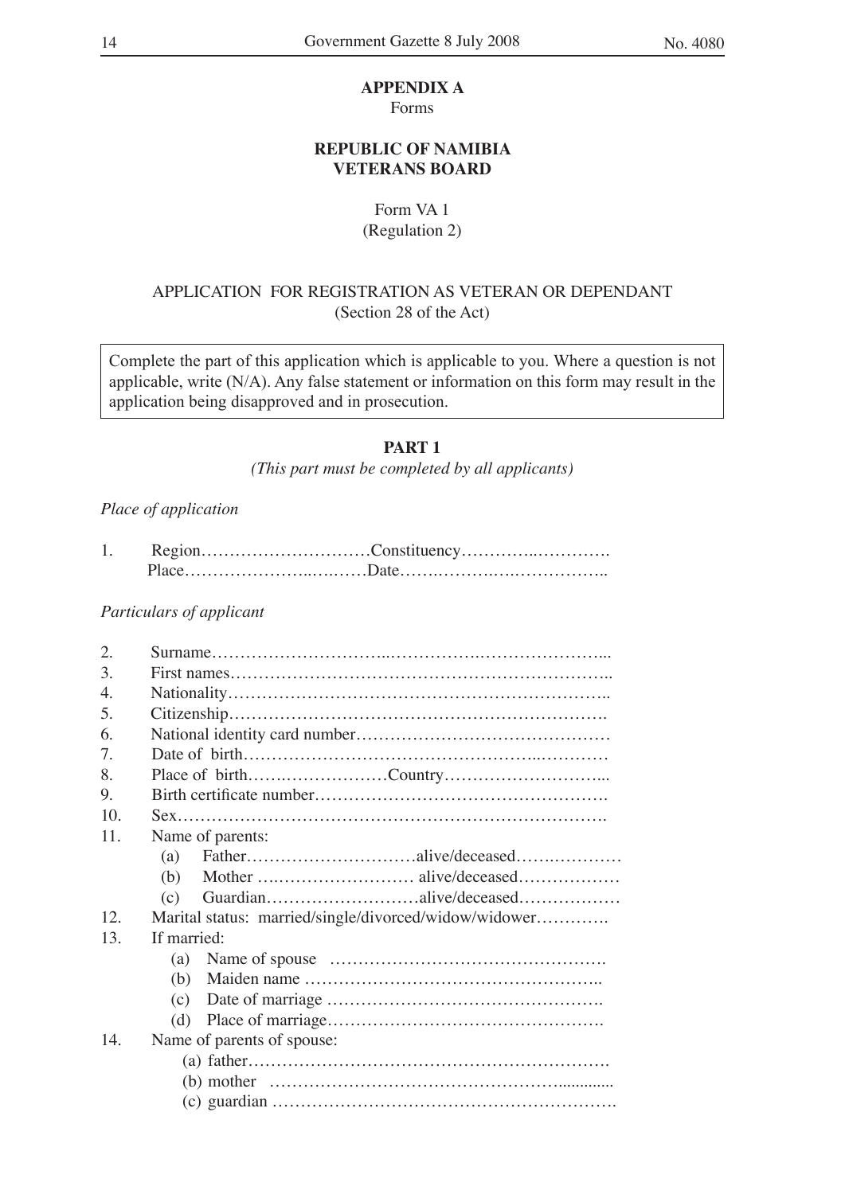**APPENDIX A**

Forms

**REPUBLIC OF NAMIBIA**
**VETERANS BOARD**

Form VA 1
(Regulation 2)

APPLICATION FOR REGISTRATION AS VETERAN OR DEPENDANT
(Section 28 of the Act)

> Complete the part of this application which is applicable to you. Where a question is not applicable, write (N/A). Any false statement or information on this form may result in the application being disapproved and in prosecution.

**PART 1**

*(This part must be completed by all applicants)*

*Place of application*

1. Region…………………………Constituency…………..………….
   Place…………………..…..……Date…….……….….…………….

*Particulars of applicant*

2. Surname…………………………..…………….…………………...
3. First names…………………………………………………………..
4. Nationality…………………………………………………………..
5. Citizenship………………………………………………………….
6. National identity card number………………………………………
7. Date of birth……………………………………………...…………
8. Place of birth……..………………Country………………………...
9. Birth certificate number…………………………………………….
10. Sex………………………………………………………………….
11. Name of parents:
    (a) Father…………………………alive/deceased……..…………
    (b) Mother …..…………………… alive/deceased………………
    (c) Guardian………………………alive/deceased………………
12. Marital status: married/single/divorced/widow/widower………….
13. If married:
    (a) Name of spouse ………………………………………….
    (b) Maiden name ……………………………………………..
    (c) Date of marriage ………………………………………….
    (d) Place of marriage………………………………………….
14. Name of parents of spouse:
    (a) father……………………………………………………….
    (b) mother ………………………………………….............
    (c) guardian …………………………………………………….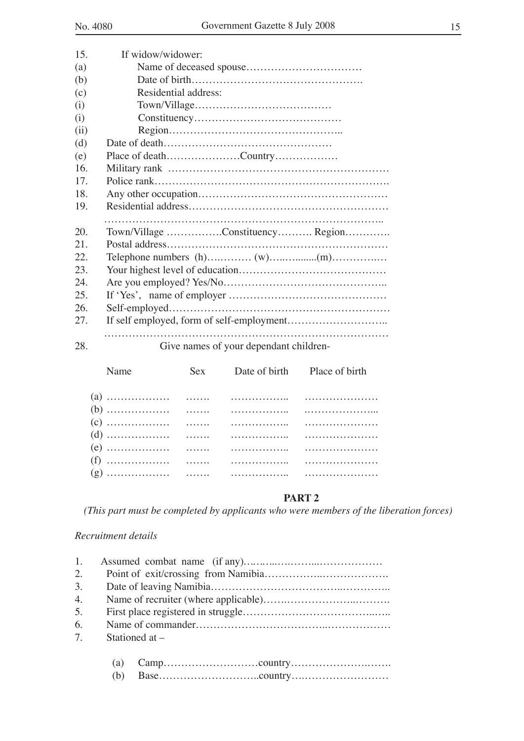15. If widow/widower:

(a) Name of deceased spouse……………………………

(b) Date of birth………………………………………….

(c) Residential address:

(i) Town/Village…………………………………

(i) Constituency……………………………………

(ii) Region…………………………………………..

(d) Date of death…………………………………………

(e) Place of death…………………Country………………

16. Military rank ……………………………………………………

17. Police rank……………………………………………………….

18. Any other occupation……………………………………………

19. Residential address………………………………………………

………………………………………………………………………..

20. Town/Village …………….Constituency………. Region………….

21. Postal address……………………………………………………

22. Telephone numbers (h)….……… (w)…..….......(m)……………

23. Your highest level of education…………………………………

24. Are you employed? Yes/No……………………………………..

25. If 'Yes', name of employer ……………………………………

26. Self-employed……………………………………………………

27. If self employed, form of self-employment………………………..

…………………………………………………………………………

28. Give names of your dependant children-

| Name | Sex | Date of birth | Place of birth |
|---|---|---|---|
| (a) ……………… | ……. | …………….. | ………………… |
| (b) ……………… | ……. | …………….. | ………………... |
| (c) ……………… | ……. | …………….. | ………………… |
| (d) ……………… | ……. | …………….. | ………………… |
| (e) ……………… | ……. | …………….. | ………………… |
| (f) ……………… | ……. | …………….. | ………………… |
| (g) ……………… | ……. | …………….. | ………………… |

## PART 2

*(This part must be completed by applicants who were members of the liberation forces)*

*Recruitment details*

1. Assumed combat name (if any)….…..….……..………………
2. Point of exit/crossing from Namibia……………..……………….
3. Date of leaving Namibia………………………………..…………..
4. Name of recruiter (where applicable)…….………………..……….
5. First place registered in struggle…………………………………..…..
6. Name of commander………………………………..………………
7. Stationed at –

   (a) Camp………………………country…………………….…….

   (b) Base………………………..country….……………………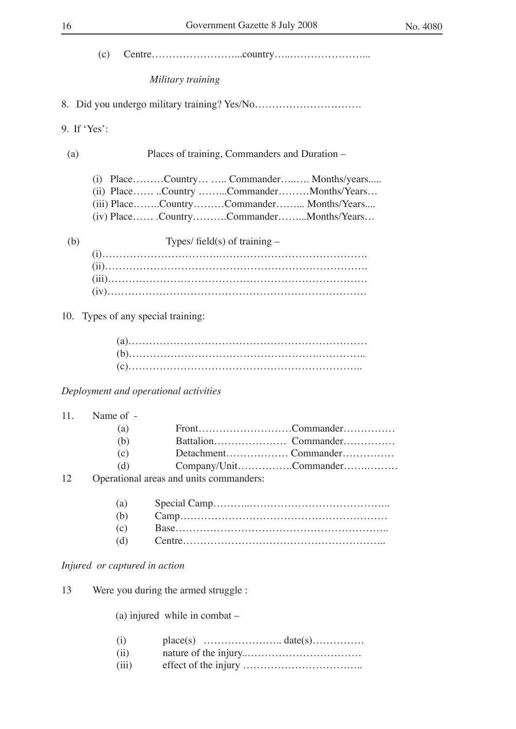(c) Centre……………………...country…..…………………...

*Military training*

8. Did you undergo military training? Yes/No………………………….

9. If 'Yes':

(a) Places of training, Commanders and Duration –

(i) Place………Country… ….. Commander…..…. Months/years.....
(ii) Place…… ..Country ……...Commander………Months/Years…
(iii) Place……..Country………Commander……... Months/Years....
(iv) Place…… .Country……….Commander……...Months/Years…

(b) Types/ field(s) of training –

(i)…………………………….…………………………………….
(ii)……………………………………………………………………….
(iii)……………………………………………………………………
(iv)……………………………………………………………………

10. Types of any special training:

(a)……………………………………………………………
(b)…………………………………………………….…………..
(c)…………………………………………………………..

*Deployment and operational activities*

11. Name of -

(a) Front………………………Commander……………
(b) Battalion………………… Commander……………
(c) Detachment……………… Commander……………
(d) Company/Unit…………….Commander…….………

12 Operational areas and units commanders:

(a) Special Camp………..…………………………………..
(b) Camp……………………………………………………
(c) Base……………………………………………………..
(d) Centre…………………………………………………..

*Injured or captured in action*

13 Were you during the armed struggle :

(a) injured while in combat –

(i) place(s) ………………….. date(s)……………
(ii) nature of the injury..……………………………
(iii) effect of the injury ……………………………..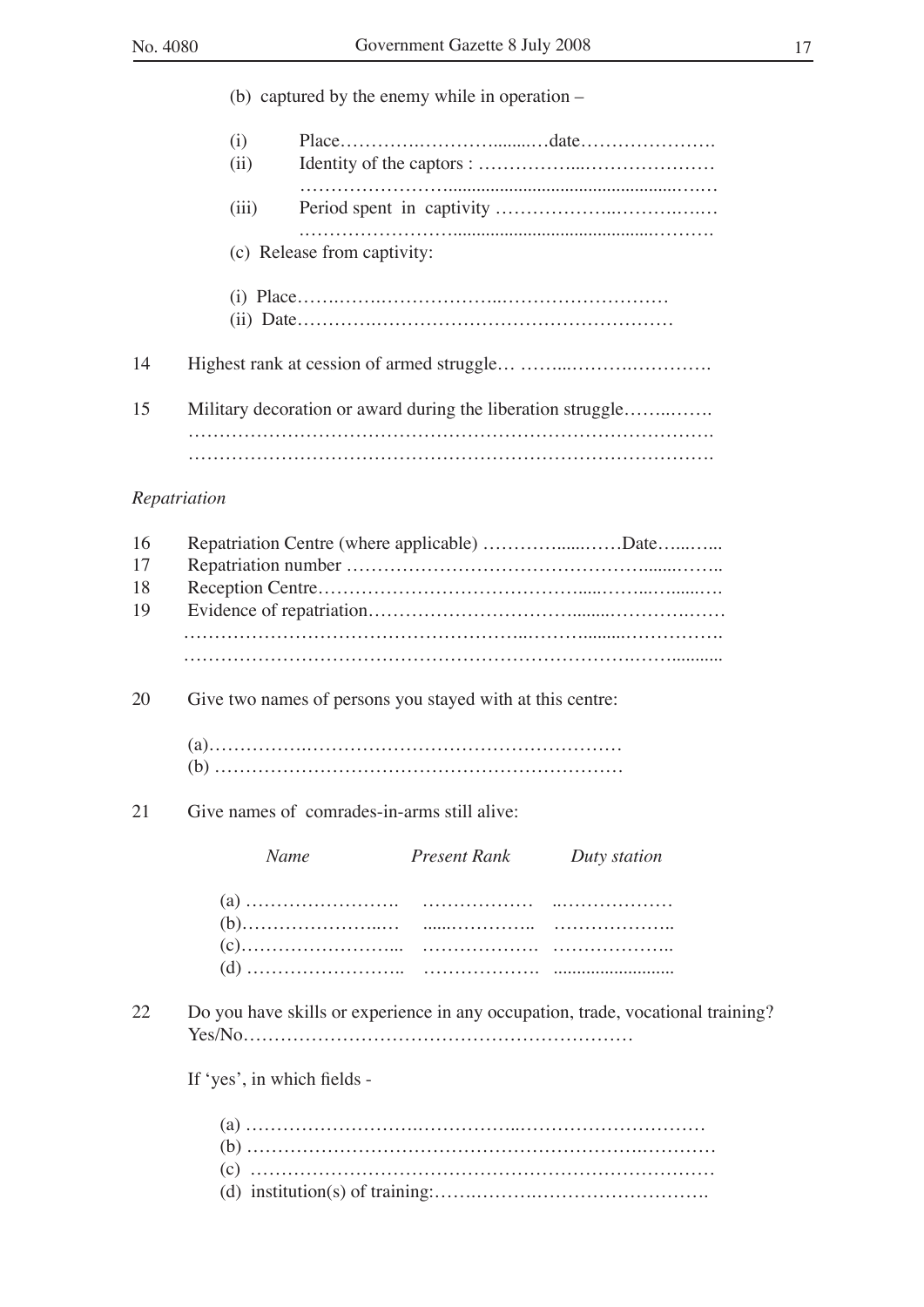(b) captured by the enemy while in operation –

(i) Place…………………………………date………………….

(ii) Identity of the captors : ………………………………………

……………………………………………………………………

(iii) Period spent in captivity ……………………………………

……………………………………………………………………

(c) Release from captivity:

(i) Place……………………………………………………………

(ii) Date……………………………………………………………

14 Highest rank at cession of armed struggle… ……………………………….

15 Military decoration or award during the liberation struggle……………

…………………………………………………………………………….

…………………………………………………………………………….

*Repatriation*

16 Repatriation Centre (where applicable) ………………Date…………

17 Repatriation number ……………………………………………………….

18 Reception Centre……………………………………………………………

19 Evidence of repatriation……………………………………………………

…………………………………………………………………………………

…………………………………………………………………………………

20 Give two names of persons you stayed with at this centre:

(a)……………………………………………………………

(b) ……………………………………………………………

21 Give names of comrades-in-arms still alive:

| *Name* | *Present Rank* | *Duty station* |
|---|---|---|
| (a) ……………………. | ……………… | ……………… |
| (b)……………………. | ……………… | ……………… |
| (c)……………………. | ……………… | ……………… |
| (d) ……………………. | ……………… | ……………… |

22 Do you have skills or experience in any occupation, trade, vocational training? Yes/No………………………………………………………

If 'yes', in which fields -

(a) ……………………………………………………………………

(b) ……………………………………………………………………

(c) ……………………………………………………………………

(d) institution(s) of training:……………………………………………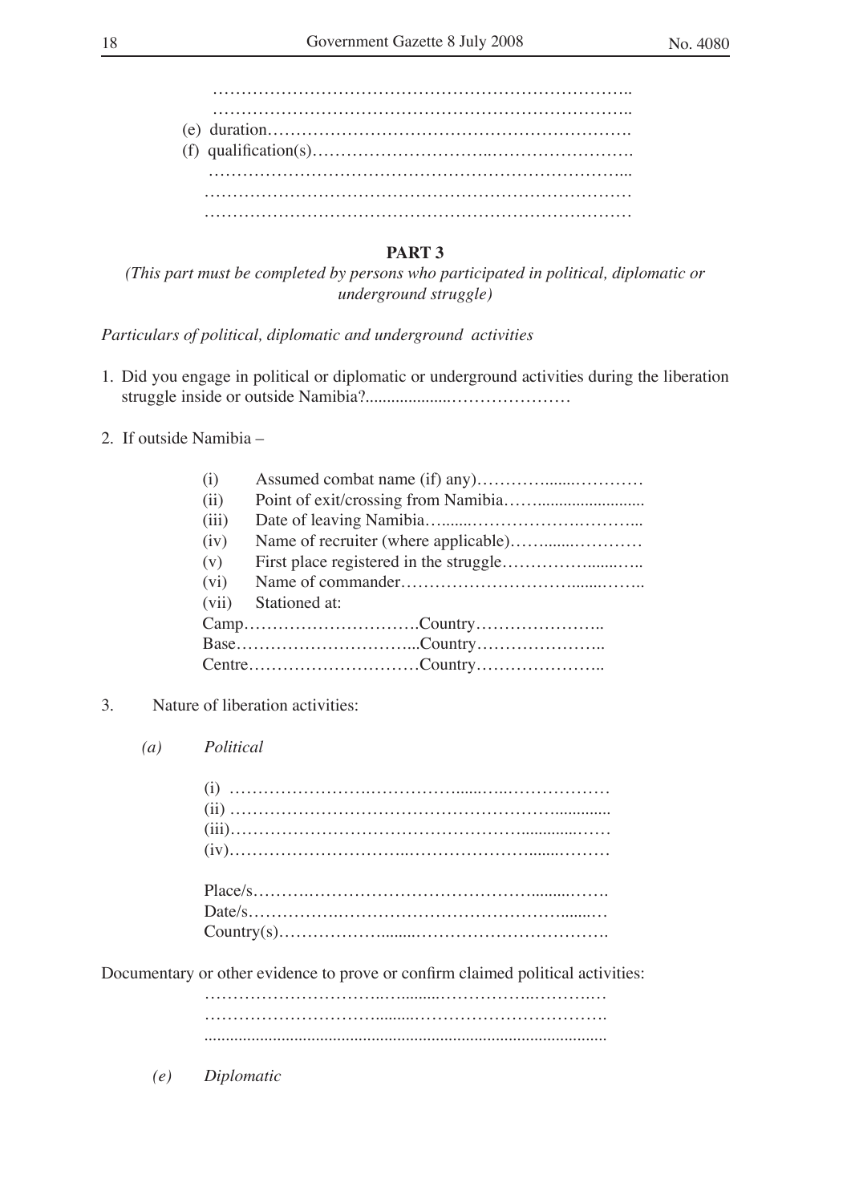…………………………………………………………………..
…………………………………………………………………..

(e) duration……………………………………………………….

(f) qualification(s)………………………..…………………….
……………………………………………………………...
………………………………………………………………
………………………………………………………………

**PART 3**

*(This part must be completed by persons who participated in political, diplomatic or underground struggle)*

*Particulars of political, diplomatic and underground activities*

1. Did you engage in political or diplomatic or underground activities during the liberation struggle inside or outside Namibia?.....................…………………

2. If outside Namibia –

(i) Assumed combat name (if) any)…………......…………

(ii) Point of exit/crossing from Namibia……........................

(iii) Date of leaving Namibia…......……………….………...

(iv) Name of recruiter (where applicable)……......…………

(v) First place registered in the struggle……………......…..

(vi) Name of commander…………………………......……..

(vii) Stationed at:

Camp………………………….Country…………………..

Base…………………………...Country…………………..

Centre…………………………Country…………………..

3. Nature of liberation activities:

*(a)* *Political*

(i) ……………………….……………......…..………………

(ii) …………………………………………………….............

(iii)…………………………………………….............……

(iv)…………………………..…………………......………

Place/s……….………………………………….........…….

Date/s…………….…………………………………........…

Country(s)……………….........…………………………….

Documentary or other evidence to prove or confirm claimed political activities:

…………………………..…........…………….……….…
……………………………........…………………………….
...........................................................................................

*(e)* *Diplomatic*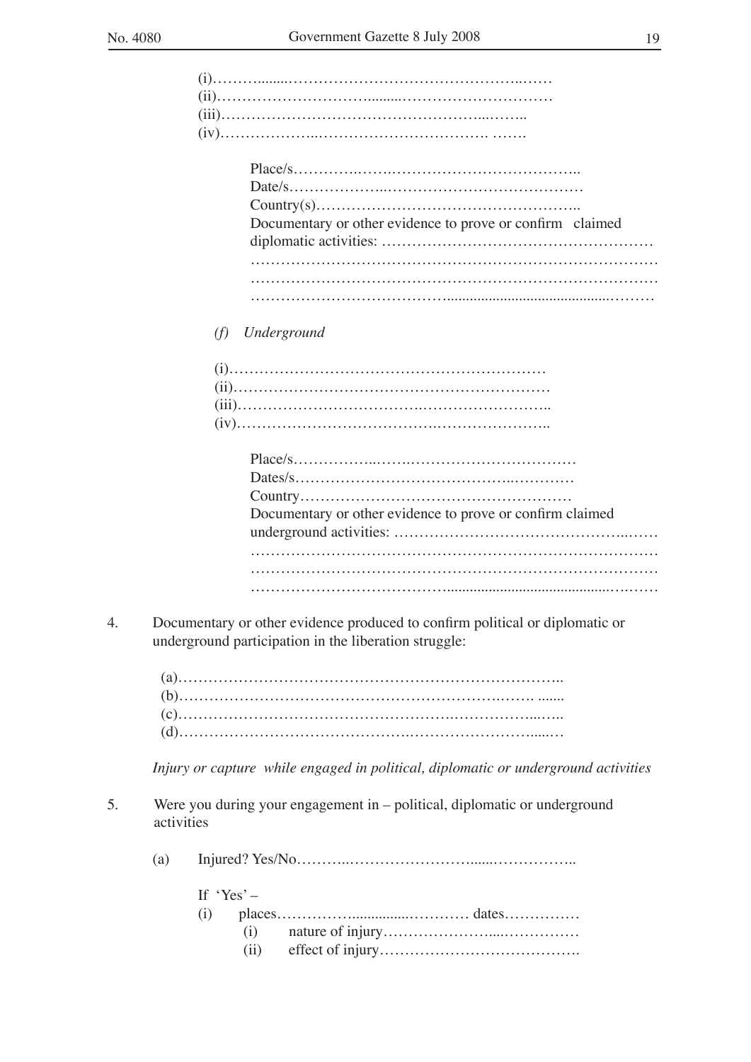(i)……….......…………………………………….……
(ii)…………………………........…………………………
(iii)………………………………………….....……..
(iv)……………….…………………………… …….

Place/s…………..…….…………………………………..
Date/s………………..……………………………………
Country(s)……………………………………………..
Documentary or other evidence to prove or confirm claimed diplomatic activities: ……………………………………………
…………………………………………………………………………
…………………………………………………………………………
………………………………….........................................………

*(f) Underground*

(i)……………………………………………………
(ii)……………………………………………………
(iii)…………………………….……………………..
(iv)………………………………….…………………..

Place/s……………..…….…………………………………
Dates/s…………………………………..………….
Country……………………………………………
Documentary or other evidence to prove or confirm claimed underground activities: ……………………………………..……
…………………………………………………………………………
…………………………………………………………………………
………………………………….........................................………

4. Documentary or other evidence produced to confirm political or diplomatic or underground participation in the liberation struggle:

(a)……………………………………………………………..
(b)……………………………………………………….……. .......
(c)……………………………………………….…………....…..
(d)……………………………………….…………………......…

*Injury or capture while engaged in political, diplomatic or underground activities*

5. Were you during your engagement in – political, diplomatic or underground activities

(a) Injured? Yes/No………..……………………......……………..

If 'Yes' –
(i) places……………...............………… dates……………
(i) nature of injury…………………....……………
(ii) effect of injury………………………………….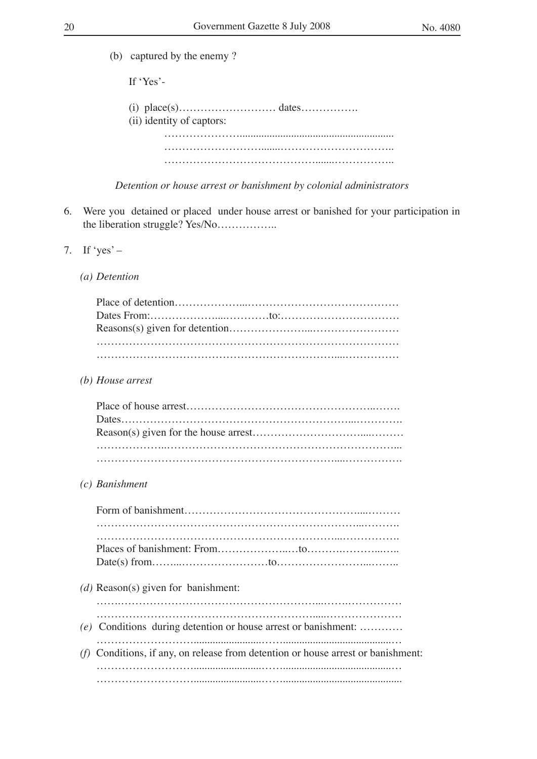(b) captured by the enemy ?

If 'Yes'-

(i) place(s)……………………… dates…………….
(ii) identity of captors:

…………………......................................................
……………………….......…………………………..
……………………………………......……………..

*Detention or house arrest or banishment by colonial administrators*

6. Were you detained or placed under house arrest or banished for your participation in the liberation struggle? Yes/No……………..

7. If 'yes' –

*(a) Detention*

Place of detention………………...……………………………………
Dates From:……………….....…………to:……………………………
Reasons(s) given for detention…………………...……………………
………………………………………………………………………
…………………………………………………………....……………

*(b) House arrest*

Place of house arrest…………………………………………...…….
Dates………………………………………………………...………….
Reason(s) given for the house arrest………………………....………
………………..…………………………………………………………...
…………………………………………………………....…………….

*(c) Banishment*

Form of banishment………………………………………....………
……………………………………………………………...……….
…………………………………………………………...…………….
Places of banishment: From………………..…to……….………...…..
Date(s) from……...…………………….to……………………...……..

*(d)* Reason(s) given for banishment:
…….…………………………………………………....…….……………
…………………………………………………….....…………………
*(e)* Conditions during detention or house arrest or banishment: …………
……………………….......................…….........................................…
*(f)* Conditions, if any, on release from detention or house arrest or banishment:
……………………….......................…….........................................…
……………………….......................…….........................................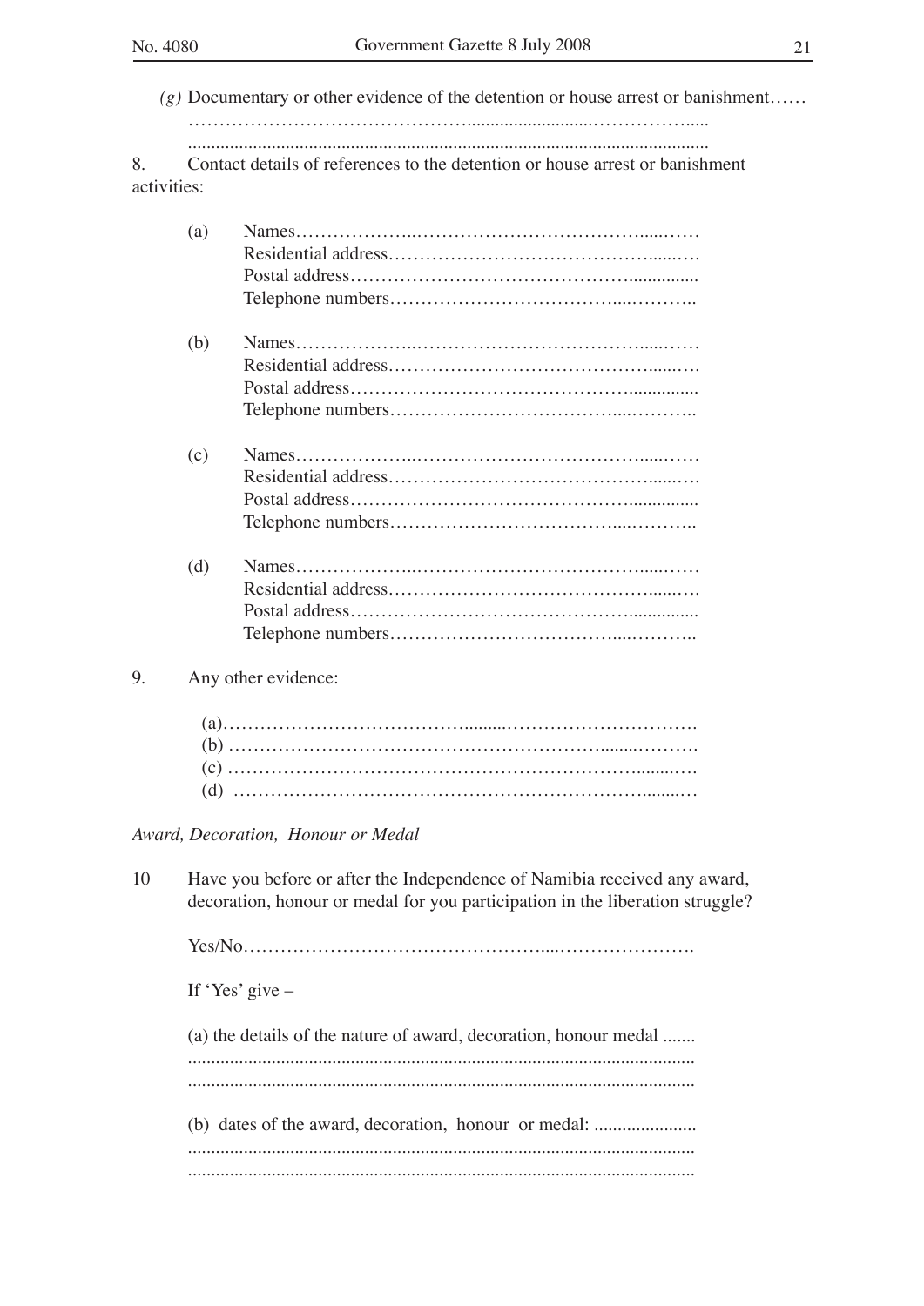(g) Documentary or other evidence of the detention or house arrest or banishment……
……………………………………….........................……………......
..............................................................................................................

8. Contact details of references to the detention or house arrest or banishment activities:

(a) Names………………..……………………………….....……
Residential address……………………………………......….
Postal address……………………………………...............
Telephone numbers………………………………....………..

(b) Names………………..……………………………….....……
Residential address……………………………………......….
Postal address……………………………………...............
Telephone numbers………………………………....………..

(c) Names………………..……………………………….....……
Residential address……………………………………......….
Postal address……………………………………...............
Telephone numbers………………………………....………..

(d) Names………………..……………………………….....……
Residential address……………………………………......….
Postal address……………………………………...............
Telephone numbers………………………………....………..

9. Any other evidence:

(a)…………………………………..........…………………………….
(b) ……………………………………………………….......……….
(c) ……………………………………………………………........….
(d) ………………………………………………………………........…

*Award, Decoration, Honour or Medal*

10 Have you before or after the Independence of Namibia received any award, decoration, honour or medal for you participation in the liberation struggle?

Yes/No…………………………………………....………………….

If 'Yes' give –

(a) the details of the nature of award, decoration, honour medal .......
............................................................................................................
............................................................................................................

(b) dates of the award, decoration, honour or medal: ......................
............................................................................................................
............................................................................................................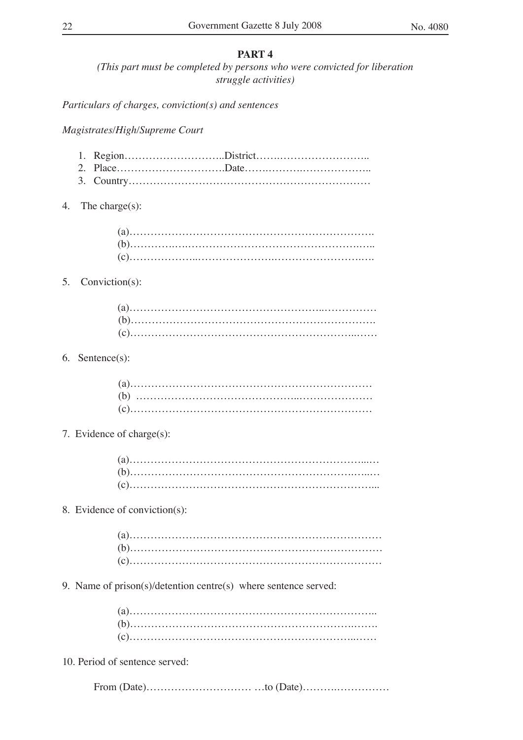## PART 4

*(This part must be completed by persons who were convicted for liberation struggle activities)*

*Particulars of charges, conviction(s) and sentences*

*Magistrates/High/Supreme Court*

1. Region………………………..District……..……………………..
2. Place………………………….Date…….……….………………..
3. Country……………………………………………………………

4. The charge(s):

(a)…………………………………………………………….
(b)…………..…..………………………………………..…..
(c)………………..…………………..……………………..…..

5. Conviction(s):

(a)………………………………………………..……………
(b)…………………………………………………………….
(c)………………………………………………………..……

6. Sentence(s):

(a)……………………………………………………………
(b) ……………………………………..…………………
(c)……………………………………………………………

7. Evidence of charge(s):

(a)…………………………………………………………...…
(b)……………………………………………………….…...…
(c)…………………………………………………………...

8. Evidence of conviction(s):

(a)………………………………………………………………
(b)………………………………………………………………
(c)………………………………………………………………

9. Name of prison(s)/detention centre(s) where sentence served:

(a)…………………………………………………………..
(b)………………………………………………………..…….
(c)………………………………………………………..……

10. Period of sentence served:

From (Date)………………………… …to (Date)……….……………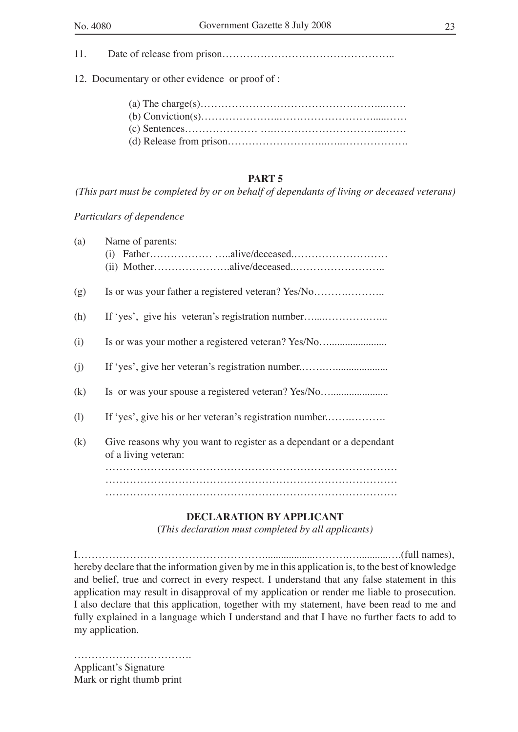11. Date of release from prison…………………………………………..

12. Documentary or other evidence or proof of :

   (a) The charge(s)……………………………………………...……
   (b) Conviction(s)………………….…………………………......……
   (c) Sentences………………… ….………………………….....……
   (d) Release from prison……………………….….……………….

**PART 5**

*(This part must be completed by or on behalf of dependants of living or deceased veterans)*

*Particulars of dependence*

(a) Name of parents:
   (i) Father……………… …..alive/deceased.………………………
   (ii) Mother………………….alive/deceased..……………………..

(g) Is or was your father a registered veteran? Yes/No…….….……..

(h) If 'yes', give his veteran's registration number…....……….…...

(i) Is or was your mother a registered veteran? Yes/No….....................

(j) If 'yes', give her veteran's registration number.………...................

(k) Is or was your spouse a registered veteran? Yes/No….....................

(l) If 'yes', give his or her veteran's registration number.…….……….

(k) Give reasons why you want to register as a dependant or a dependant of a living veteran:
………………………………………………………………………
………………………………………………………………………
………………………………………………………………………

**DECLARATION BY APPLICANT**

(*This declaration must completed by all applicants)*

I……………………………………………...................………….............….(full names), hereby declare that the information given by me in this application is, to the best of knowledge and belief, true and correct in every respect. I understand that any false statement in this application may result in disapproval of my application or render me liable to prosecution. I also declare that this application, together with my statement, have been read to me and fully explained in a language which I understand and that I have no further facts to add to my application.

…………………………….
Applicant's Signature
Mark or right thumb print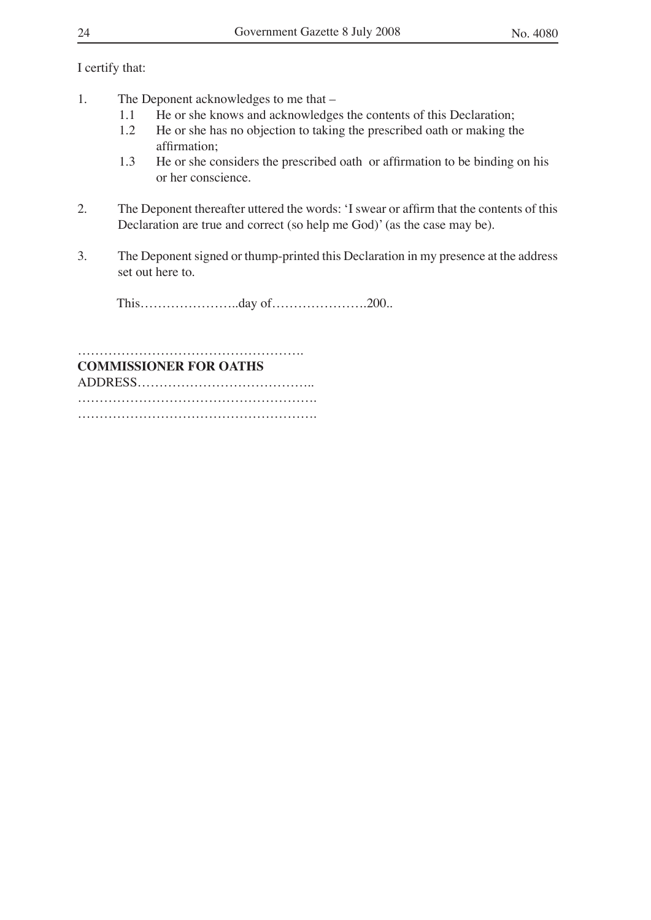I certify that:

1. The Deponent acknowledges to me that –
   1.1 He or she knows and acknowledges the contents of this Declaration;
   1.2 He or she has no objection to taking the prescribed oath or making the affirmation;
   1.3 He or she considers the prescribed oath or affirmation to be binding on his or her conscience.

2. The Deponent thereafter uttered the words: 'I swear or affirm that the contents of this Declaration are true and correct (so help me God)' (as the case may be).

3. The Deponent signed or thump-printed this Declaration in my presence at the address set out here to.

   This…………………..day of………………….200..

…………………………………………….
**COMMISSIONER FOR OATHS**
ADDRESS…………………………………..
……………………………………………….
……………………………………………….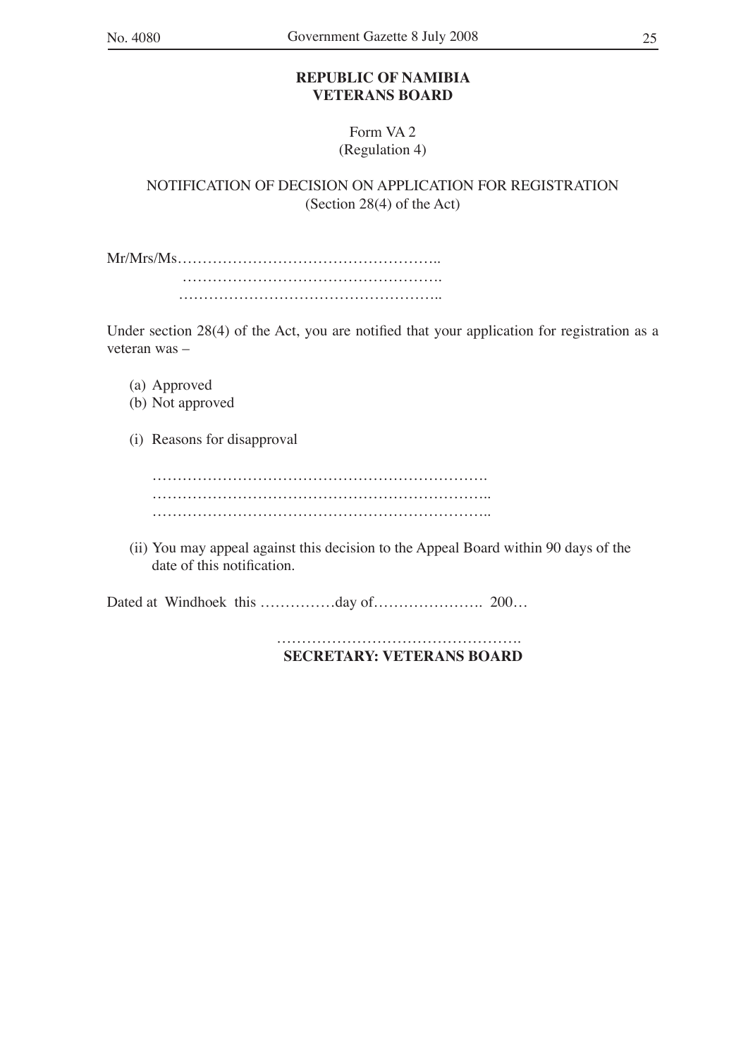**REPUBLIC OF NAMIBIA**
**VETERANS BOARD**

Form VA 2
(Regulation 4)

NOTIFICATION OF DECISION ON APPLICATION FOR REGISTRATION
(Section 28(4) of the Act)

Mr/Mrs/Ms……………………………………………..
……………………………………………….
……………………………………………..

Under section 28(4) of the Act, you are notified that your application for registration as a veteran was –

(a) Approved
(b) Not approved

(i) Reasons for disapproval

………………………………………………………….
…………………………………………………………..
…………………………………………………………..

(ii) You may appeal against this decision to the Appeal Board within 90 days of the date of this notification.

Dated at Windhoek this ……………day of…………………. 200…

………………………………………….
**SECRETARY: VETERANS BOARD**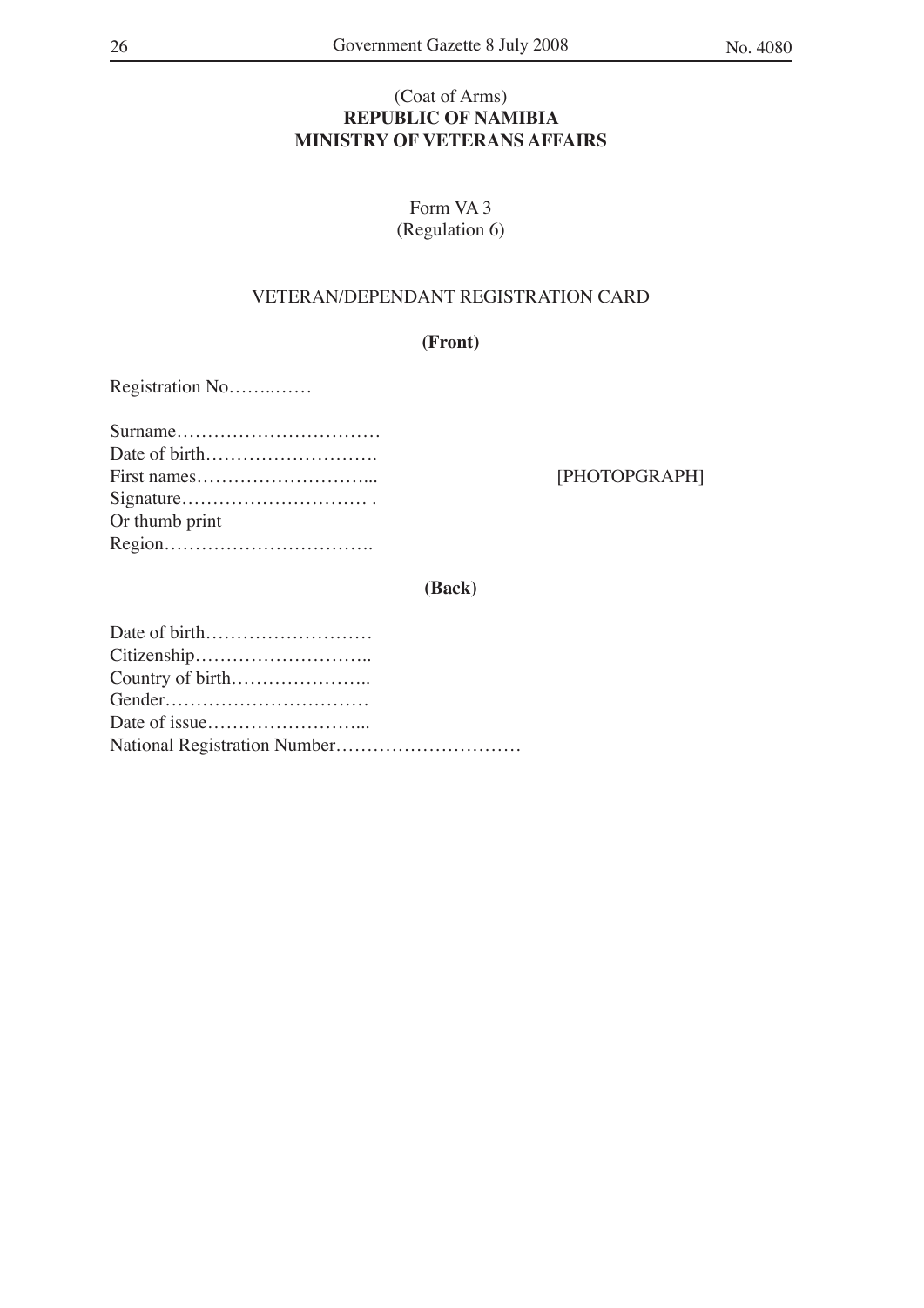(Coat of Arms)
**REPUBLIC OF NAMIBIA**
**MINISTRY OF VETERANS AFFAIRS**

Form VA 3
(Regulation 6)

VETERAN/DEPENDANT REGISTRATION CARD

**(Front)**

Registration No……..……

Surname……………………………
Date of birth……………………….
First names………………………...
Signature………………………… .
Or thumb print
Region…………………………….

[PHOTOPGRAPH]

**(Back)**

Date of birth………………………
Citizenship………………………..
Country of birth…………………..
Gender……………………………
Date of issue……………………...
National Registration Number…………………………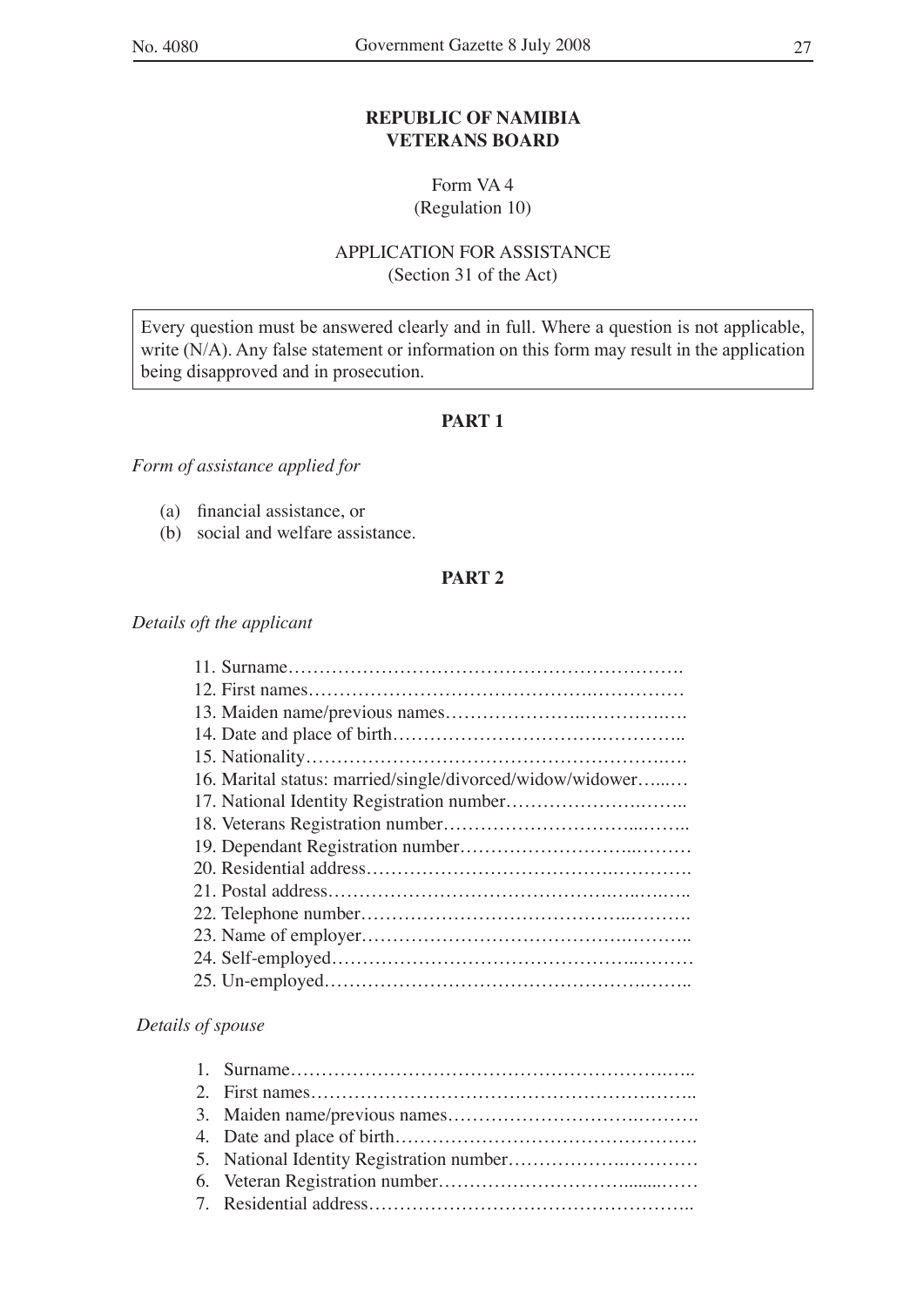**REPUBLIC OF NAMIBIA**
**VETERANS BOARD**

Form VA 4
(Regulation 10)

APPLICATION FOR ASSISTANCE
(Section 31 of the Act)

Every question must be answered clearly and in full. Where a question is not applicable, write (N/A). Any false statement or information on this form may result in the application being disapproved and in prosecution.

**PART 1**

*Form of assistance applied for*

(a) financial assistance, or
(b) social and welfare assistance.

**PART 2**

*Details oft the applicant*

11. Surname……………………………………………………….
12. First names………………………………………….……………
13. Maiden name/previous names…………………..…………..….
14. Date and place of birth…………………………….…………..
15. Nationality……………………………………………………..….
16. Marital status: married/single/divorced/widow/widower…...…
17. National Identity Registration number…………………….……..
18. Veterans Registration number…………………………...……..
19. Dependant Registration number……………………..………
20. Residential address………………………………….………….
21. Postal address…………………………………….….…..….…..
22. Telephone number……………………………………..……….
23. Name of employer…………………………………….………..
24. Self-employed…………………………………………..………
25. Un-employed……………………………………………….……..

*Details of spouse*

1. Surname……………………………………………………….…..
2. First names…………………………………………………….……..
3. Maiden name/previous names……………………………….……….
4. Date and place of birth………………………………………….
5. National Identity Registration number…………………….…………
6. Veteran Registration number…………………………........……
7. Residential address……………………………………………..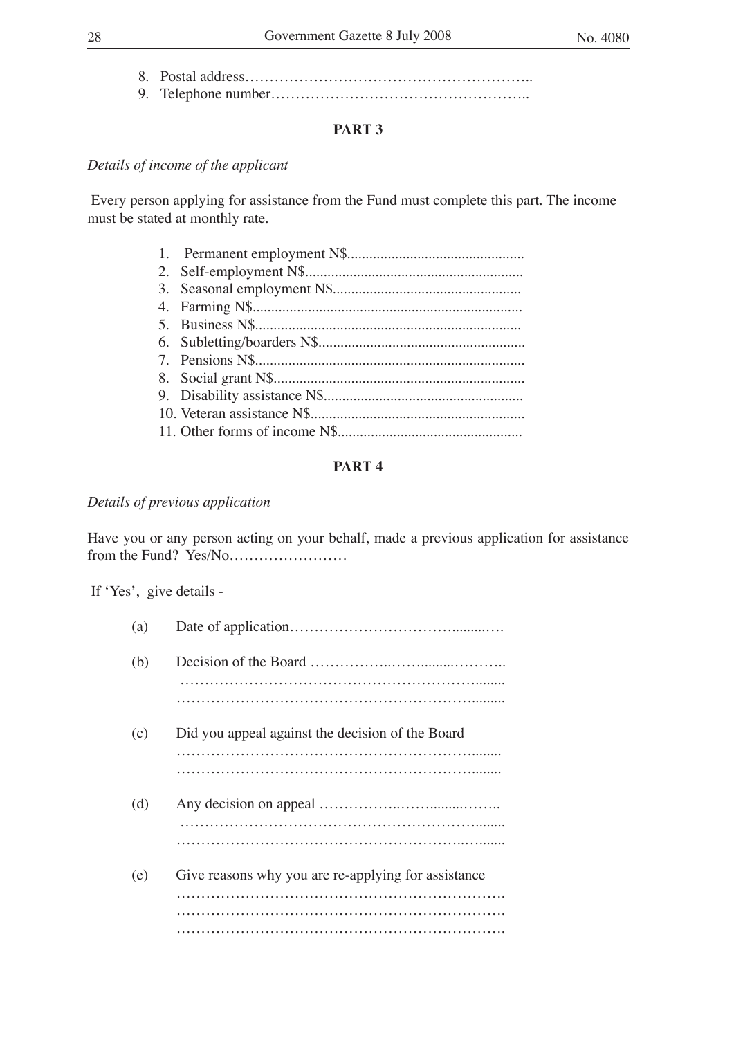8. Postal address…………………………………………………..
9. Telephone number……………………………………………..

**PART 3**

*Details of income of the applicant*

Every person applying for assistance from the Fund must complete this part. The income must be stated at monthly rate.

1. Permanent employment N$...............................................
2. Self-employment N$..........................................................
3. Seasonal employment N$..................................................
4. Farming N$........................................................................
5. Business N$.......................................................................
6. Subletting/boarders N$.......................................................
7. Pensions N$........................................................................
8. Social grant N$...................................................................
9. Disability assistance N$.....................................................
10. Veteran assistance N$.........................................................
11. Other forms of income N$.................................................

**PART 4**

*Details of previous application*

Have you or any person acting on your behalf, made a previous application for assistance from the Fund? Yes/No……………………

If 'Yes', give details -

(a) Date of application……………………………........….

(b) Decision of the Board ……………..……........………..
………………………………………………………........
………………………………………………………........

(c) Did you appeal against the decision of the Board
………………………………………………………........
………………………………………………………........

(d) Any decision on appeal ……………..……........……..
………………………………………………………........
………………………………………………….….......

(e) Give reasons why you are re-applying for assistance
………………………………………………………….
………………………………………………………….
………………………………………………………….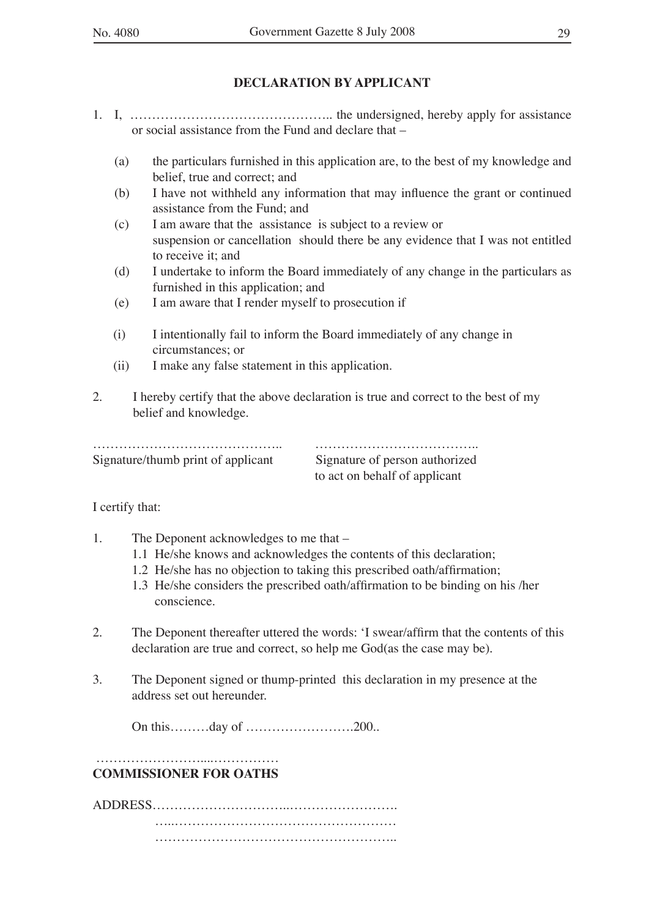**DECLARATION BY APPLICANT**

1. I, ……………………………………….. the undersigned, hereby apply for assistance or social assistance from the Fund and declare that –

   (a) the particulars furnished in this application are, to the best of my knowledge and belief, true and correct; and

   (b) I have not withheld any information that may influence the grant or continued assistance from the Fund; and

   (c) I am aware that the assistance is subject to a review or suspension or cancellation should there be any evidence that I was not entitled to receive it; and

   (d) I undertake to inform the Board immediately of any change in the particulars as furnished in this application; and

   (e) I am aware that I render myself to prosecution if

   (i) I intentionally fail to inform the Board immediately of any change in circumstances; or

   (ii) I make any false statement in this application.

2. I hereby certify that the above declaration is true and correct to the best of my belief and knowledge.

…………………………………….. Signature/thumb print of applicant

……………………………….. Signature of person authorized to act on behalf of applicant

I certify that:

1. The Deponent acknowledges to me that –

   1.1 He/she knows and acknowledges the contents of this declaration;

   1.2 He/she has no objection to taking this prescribed oath/affirmation;

   1.3 He/she considers the prescribed oath/affirmation to be binding on his /her conscience.

2. The Deponent thereafter uttered the words: 'I swear/affirm that the contents of this declaration are true and correct, so help me God(as the case may be).

3. The Deponent signed or thump-printed this declaration in my presence at the address set out hereunder.

   On this………day of …………………….200..

……………………...……………

**COMMISSIONER FOR OATHS**

ADDRESS…………………………..…………………….

…..……………………………………………

………………………………………………..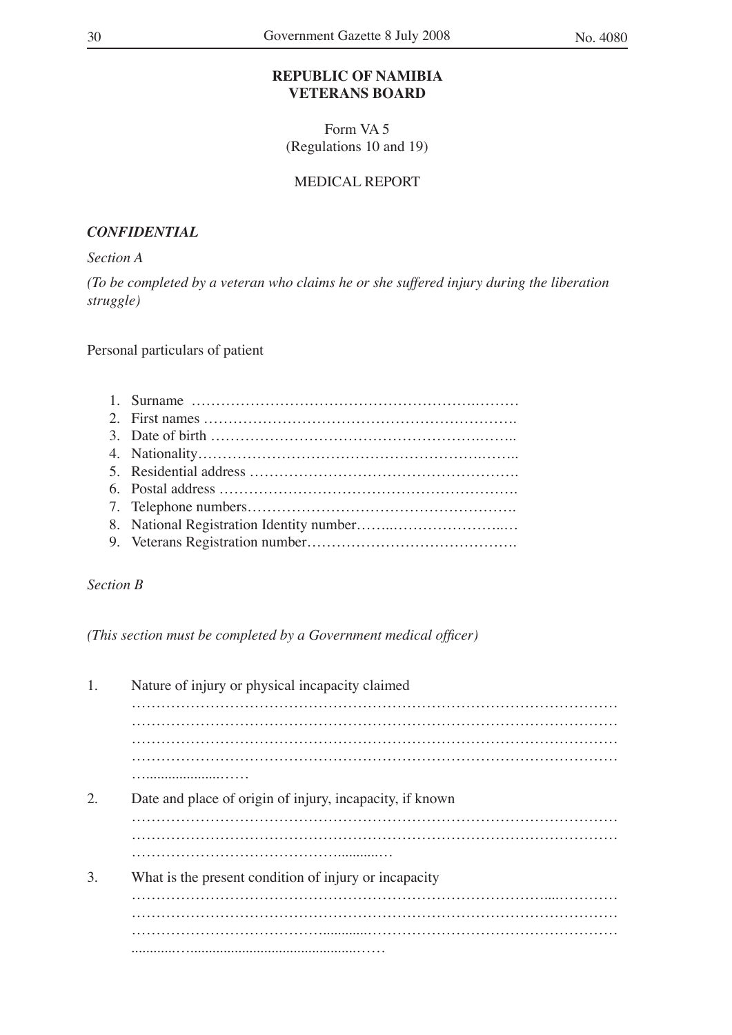**REPUBLIC OF NAMIBIA**
**VETERANS BOARD**

Form VA 5
(Regulations 10 and 19)

MEDICAL REPORT

***CONFIDENTIAL***

*Section A*

*(To be completed by a veteran who claims he or she suffered injury during the liberation struggle)*

Personal particulars of patient

1. Surname ……………………………………………………….………
2. First names ……………………………………………………….
3. Date of birth ………………………………………………….……..
4. Nationality…………………………………………………….……..
5. Residential address ……………………………………………….
6. Postal address …………………………………………………….
7. Telephone numbers……………………………………………….
8. National Registration Identity number……..…………………..…
9. Veterans Registration number…………………………………….

*Section B*

*(This section must be completed by a Government medical officer)*

1. Nature of injury or physical incapacity claimed
………………………………………………………………………………………
………………………………………………………………………………………
………………………………………………………………………………………
………………………………………………………………………………………
…...................……

2. Date and place of origin of injury, incapacity, if known
………………………………………………………………………………………
………………………………………………………………………………………
……………………………………..........…

3. What is the present condition of injury or incapacity
……………………………………………………………………………....…………
………………………………………………………………………………………
………………………………...........……………………………………………
............…............................................……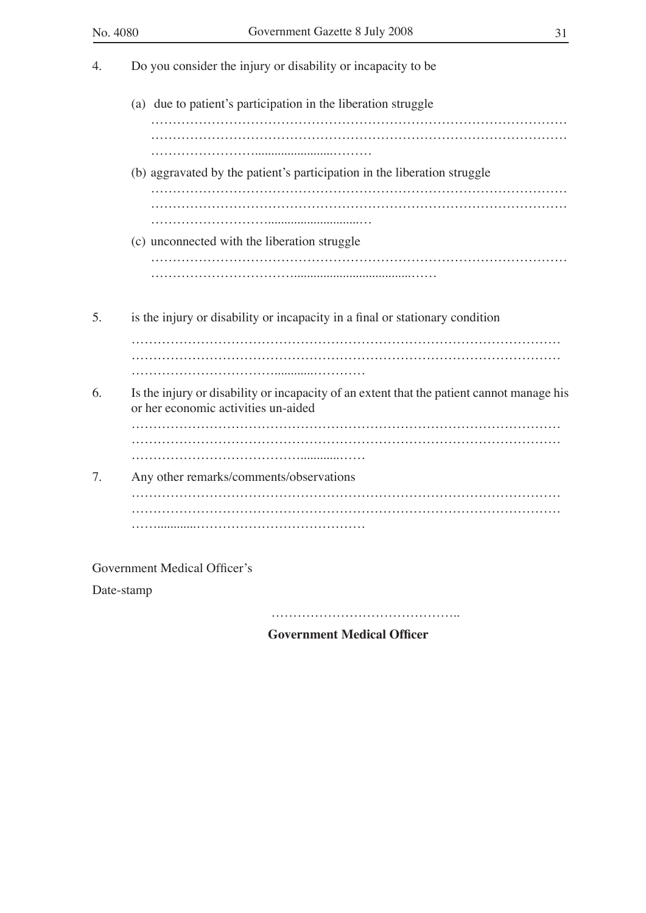4. Do you consider the injury or disability or incapacity to be

   (a) due to patient's participation in the liberation struggle
   ……………………………………………………………………………………
   ……………………………………………………………………………………
   ………………………………………………

   (b) aggravated by the patient's participation in the liberation struggle
   ……………………………………………………………………………………
   ……………………………………………………………………………………
   ………………………………………………

   (c) unconnected with the liberation struggle
   ……………………………………………………………………………………
   ………………………………………………………………

5. is the injury or disability or incapacity in a final or stationary condition

   ……………………………………………………………………………………
   ……………………………………………………………………………………
   ………………………………………………

6. Is the injury or disability or incapacity of an extent that the patient cannot manage his or her economic activities un-aided

   ……………………………………………………………………………………
   ……………………………………………………………………………………
   ………………………………………………

7. Any other remarks/comments/observations

   ……………………………………………………………………………………
   ……………………………………………………………………………………
   ………………………………………………

Government Medical Officer's

Date-stamp

……………………………………..

**Government Medical Officer**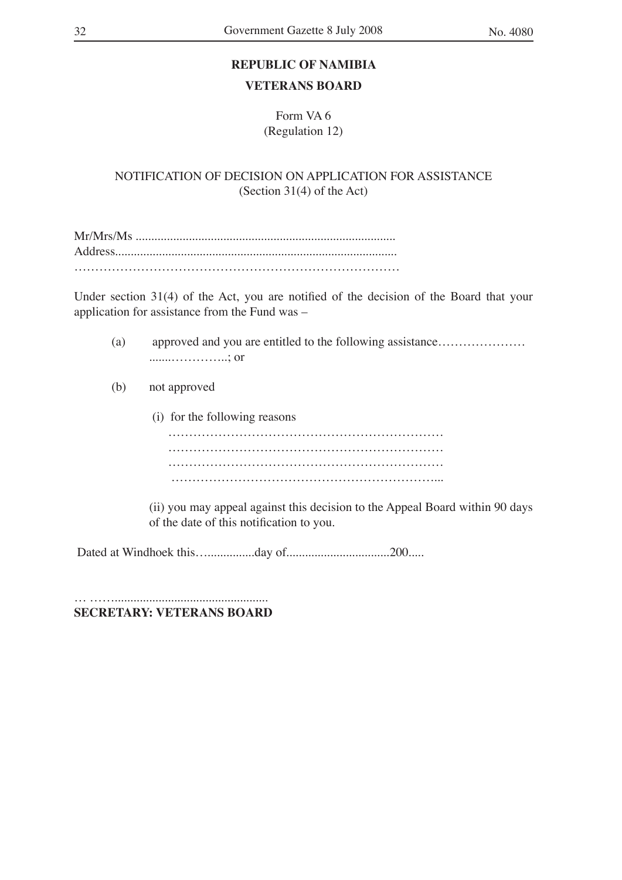**REPUBLIC OF NAMIBIA**

**VETERANS BOARD**

Form VA 6
(Regulation 12)

NOTIFICATION OF DECISION ON APPLICATION FOR ASSISTANCE
(Section 31(4) of the Act)

Mr/Mrs/Ms ..................................................................................
Address.........................................................................................
……………………………………………………………………

Under section 31(4) of the Act, you are notified of the decision of the Board that your application for assistance from the Fund was –

(a) approved and you are entitled to the following assistance…………………
.......…………..; or

(b) not approved

(i) for the following reasons
…………………………………………………………
…………………………………………………………
…………………………………………………………
………………………………………………………...

(ii) you may appeal against this decision to the Appeal Board within 90 days of the date of this notification to you.

Dated at Windhoek this…...............day of................................200.....

… ……................................................
**SECRETARY: VETERANS BOARD**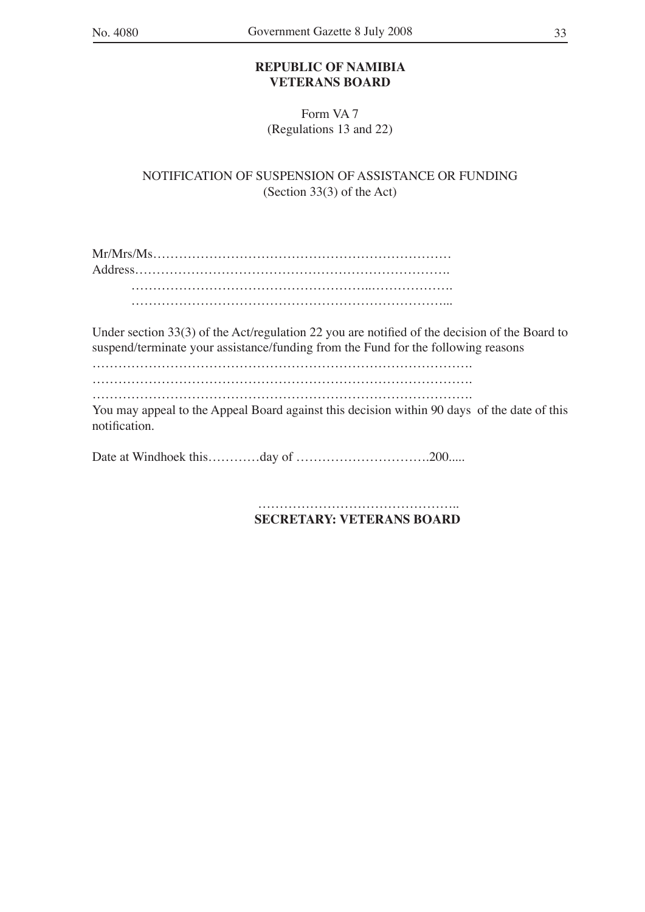**REPUBLIC OF NAMIBIA**
**VETERANS BOARD**

Form VA 7
(Regulations 13 and 22)

NOTIFICATION OF SUSPENSION OF ASSISTANCE OR FUNDING
(Section 33(3) of the Act)

Mr/Mrs/Ms……………………………………………………………
Address……………………………………………………………….
…………………………………………………..……………….
………………………………………………………………...

Under section 33(3) of the Act/regulation 22 you are notified of the decision of the Board to suspend/terminate your assistance/funding from the Fund for the following reasons
…………………………………………………………………………….
…………………………………………………………………………….
…………………………………………………………………………….
You may appeal to the Appeal Board against this decision within 90 days of the date of this notification.

Date at Windhoek this…………day of ………………………….200.....

………………………………………..
**SECRETARY: VETERANS BOARD**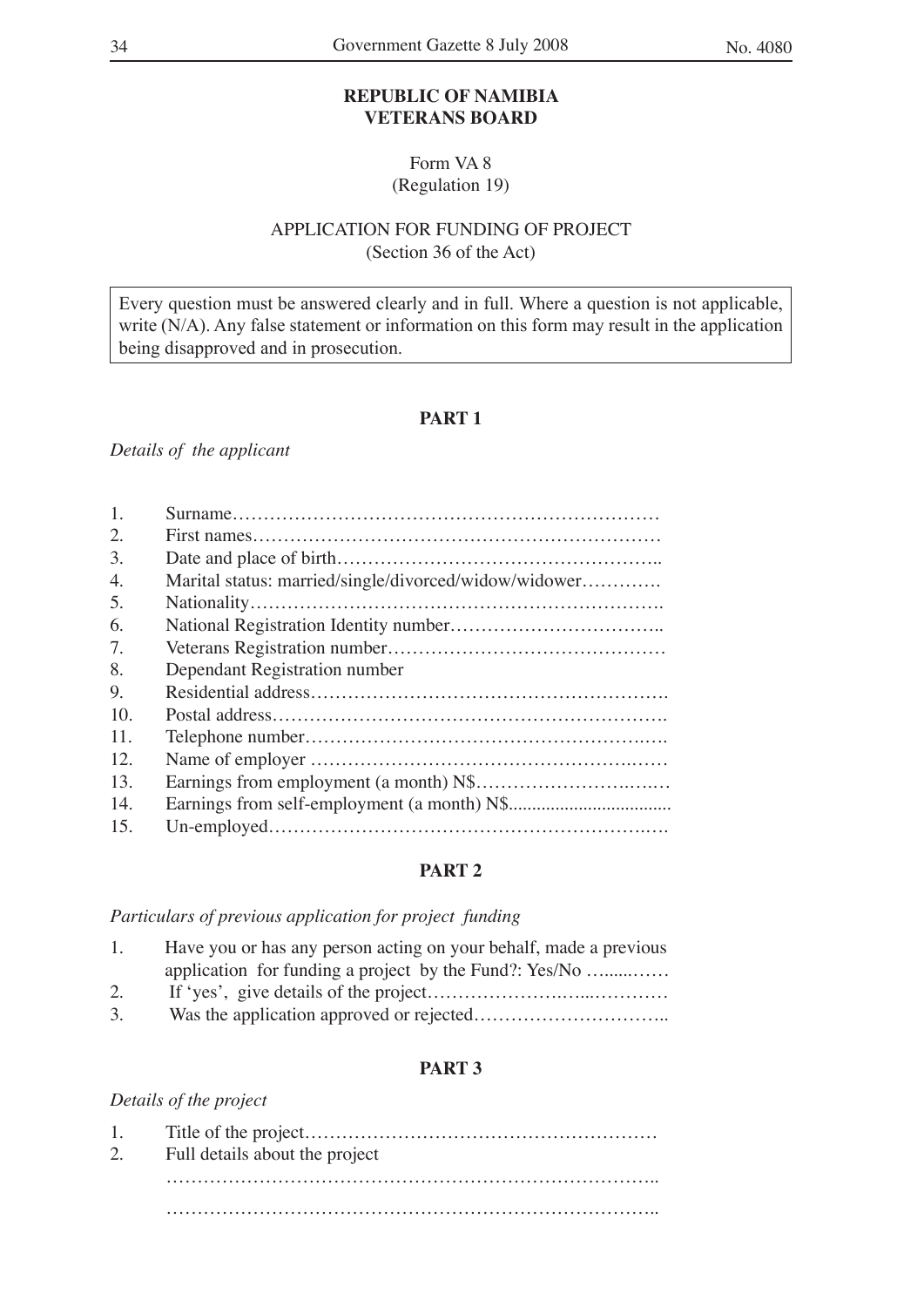**REPUBLIC OF NAMIBIA**
**VETERANS BOARD**

Form VA 8
(Regulation 19)

APPLICATION FOR FUNDING OF PROJECT
(Section 36 of the Act)

Every question must be answered clearly and in full. Where a question is not applicable, write (N/A). Any false statement or information on this form may result in the application being disapproved and in prosecution.

**PART 1**

*Details of the applicant*

1. Surname…………………………………………………………
2. First names………………………………………………………
3. Date and place of birth……………………………………………..
4. Marital status: married/single/divorced/widow/widower………….
5. Nationality…………………………………………………………….
6. National Registration Identity number……………………………..
7. Veterans Registration number………………………………………
8. Dependant Registration number
9. Residential address………………………………………………….
10. Postal address……………………………………………………….
11. Telephone number……………………………………………….….
12. Name of employer ……………………………………………….……
13. Earnings from employment (a month) N$…………………….….…
14. Earnings from self-employment (a month) N$..................................
15. Un-employed……………………………………………………….….

**PART 2**

*Particulars of previous application for project funding*

1. Have you or has any person acting on your behalf, made a previous application for funding a project by the Fund?: Yes/No …......……
2. If 'yes', give details of the project…………………….…...…………
3. Was the application approved or rejected…………………………..

**PART 3**

*Details of the project*

1. Title of the project…………………………………………………
2. Full details about the project

……………………………………………………………………..

……………………………………………………………………..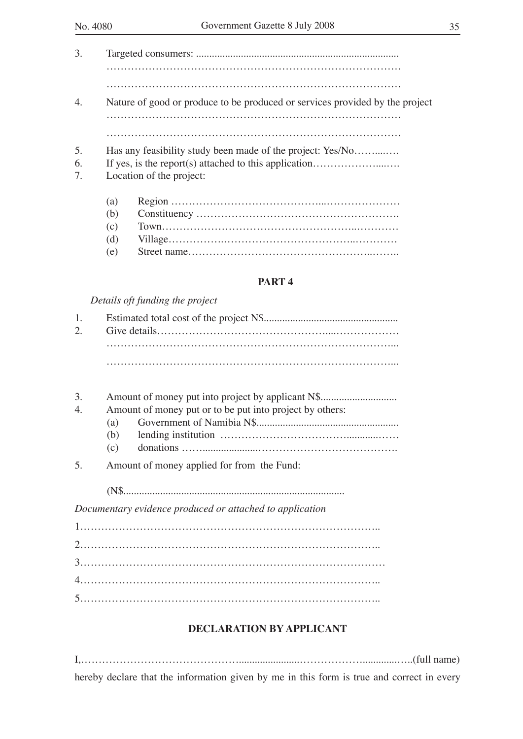3. Targeted consumers: ............................................................................
………………………………………………………………………

………………………………………………………………………

4. Nature of good or produce to be produced or services provided by the project
………………………………………………………………………

………………………………………………………………………

5. Has any feasibility study been made of the project: Yes/No……...….
6. If yes, is the report(s) attached to this application………………....….
7. Location of the project:

   (a) Region ……………………………………...…………………
   (b) Constituency ……………………………………………….
   (c) Town……………………………………………..…………
   (d) Village…………….………………………………..…………
   (e) Street name…………………………………………..……..

## PART 4

*Details oft funding the project*

1. Estimated total cost of the project N$..................................................
2. Give details……………………………………….....………………
………………………………………………………………………...

………………………………………………………………………...

3. Amount of money put into project by applicant N$............................
4. Amount of money put or to be put into project by others:
   (a) Government of Namibia N$.....................................................
   (b) lending institution ………………………………...........……
   (c) donations ……....................………………………………….
5. Amount of money applied for from the Fund:

   (N$..................................................................................

*Documentary evidence produced or attached to application*

1……………………………………………………………………..

2……………………………………………………………………..

3………………………………………………………………………

4……………………………………………………………………..

5……………………………………………………………………..

## DECLARATION BY APPLICANT

I,……………………………………........................………………............…..(full name) hereby declare that the information given by me in this form is true and correct in every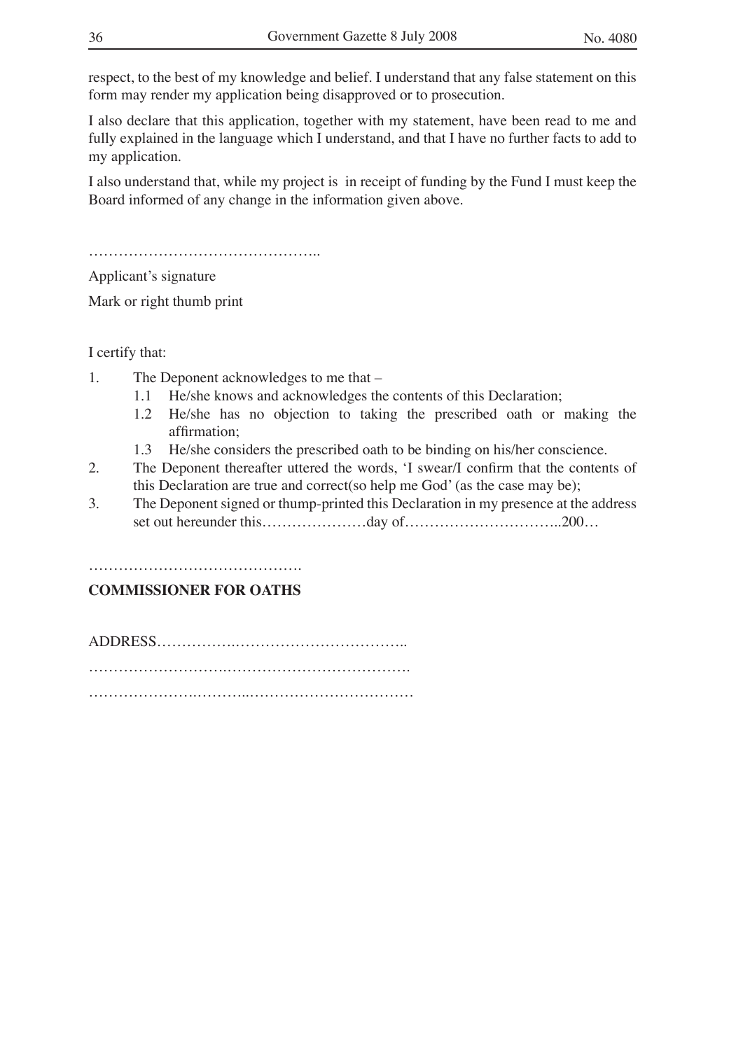respect, to the best of my knowledge and belief. I understand that any false statement on this form may render my application being disapproved or to prosecution.

I also declare that this application, together with my statement, have been read to me and fully explained in the language which I understand, and that I have no further facts to add to my application.

I also understand that, while my project is in receipt of funding by the Fund I must keep the Board informed of any change in the information given above.

………………………………………..

Applicant's signature

Mark or right thumb print

I certify that:

1. The Deponent acknowledges to me that –
   1.1 He/she knows and acknowledges the contents of this Declaration;
   1.2 He/she has no objection to taking the prescribed oath or making the affirmation;
   1.3 He/she considers the prescribed oath to be binding on his/her conscience.
2. The Deponent thereafter uttered the words, 'I swear/I confirm that the contents of this Declaration are true and correct(so help me God' (as the case may be);
3. The Deponent signed or thump-printed this Declaration in my presence at the address set out hereunder this…………………day of…………………………..200…

…………………………………….

**COMMISSIONER FOR OATHS**

ADDRESS……………..……………………………..

……………………….……………………………….

……………………..………..……………………………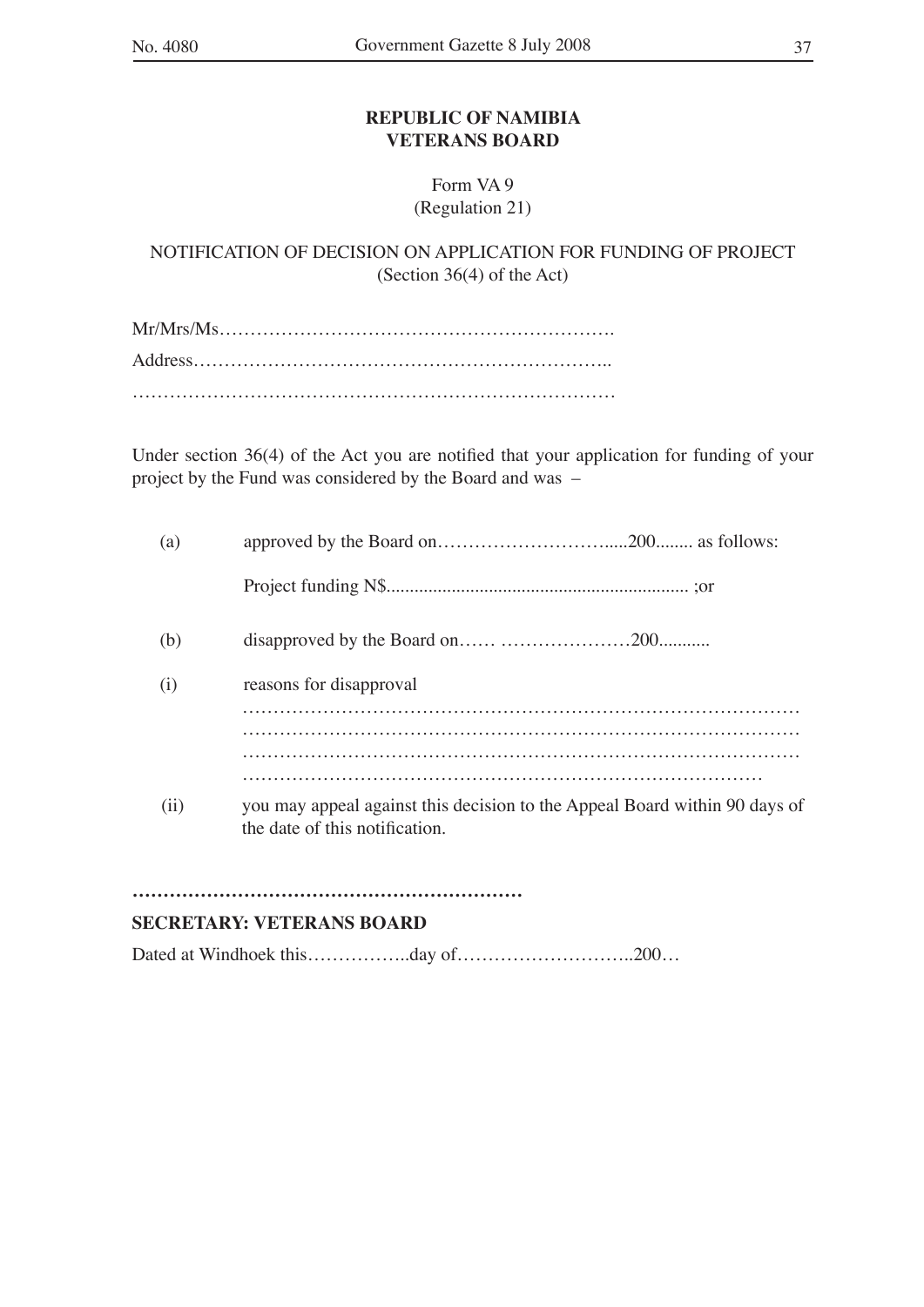**REPUBLIC OF NAMIBIA**
**VETERANS BOARD**

Form VA 9
(Regulation 21)

NOTIFICATION OF DECISION ON APPLICATION FOR FUNDING OF PROJECT
(Section 36(4) of the Act)

Mr/Mrs/Ms……………………………………………………….

Address…………………………………………………………..

……………………………………………………………………

Under section 36(4) of the Act you are notified that your application for funding of your project by the Fund was considered by the Board and was –

(a) approved by the Board on……………………….....200........ as follows:

Project funding N$................................................................. ;or

(b) disapproved by the Board on…… …………………200...........

(i) reasons for disapproval
……………………………………………………………………………
……………………………………………………………………………
……………………………………………………………………………
…………………………………………………………………………

(ii) you may appeal against this decision to the Appeal Board within 90 days of the date of this notification.

**………………………………………………………**

**SECRETARY: VETERANS BOARD**

Dated at Windhoek this……………..day of………………………..200…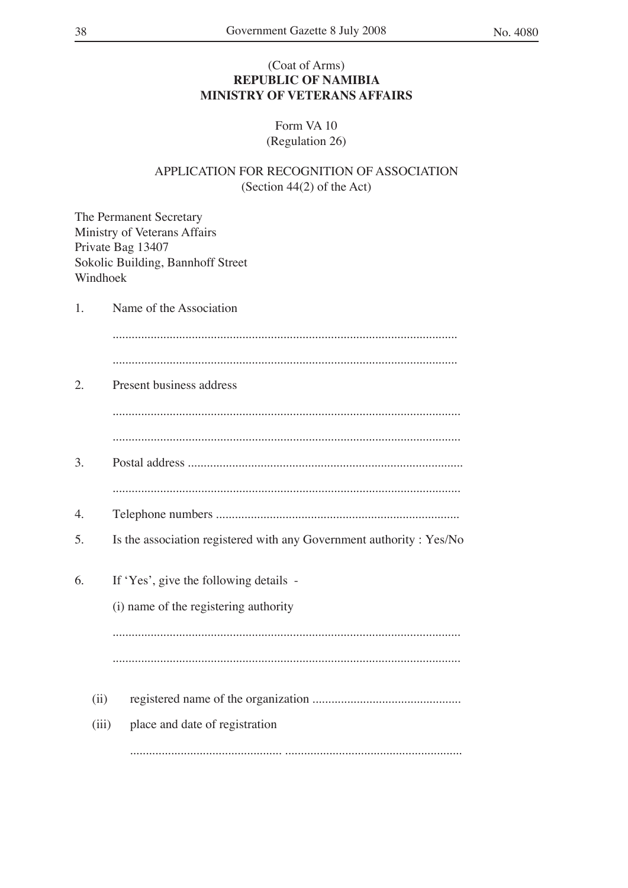(Coat of Arms)

**REPUBLIC OF NAMIBIA**

**MINISTRY OF VETERANS AFFAIRS**

Form VA 10

(Regulation 26)

APPLICATION FOR RECOGNITION OF ASSOCIATION

(Section 44(2) of the Act)

The Permanent Secretary
Ministry of Veterans Affairs
Private Bag 13407
Sokolic Building, Bannhoff Street
Windhoek

1. Name of the Association

   ............................................................................................................

   ............................................................................................................

2. Present business address

   ............................................................................................................

   ............................................................................................................

3. Postal address ......................................................................................

   ............................................................................................................

4. Telephone numbers ............................................................................

5. Is the association registered with any Government authority : Yes/No

6. If 'Yes', give the following details -

   (i) name of the registering authority

   ............................................................................................................

   ............................................................................................................

   (ii) registered name of the organization ...............................................

   (iii) place and date of registration

   ................................................ ........................................................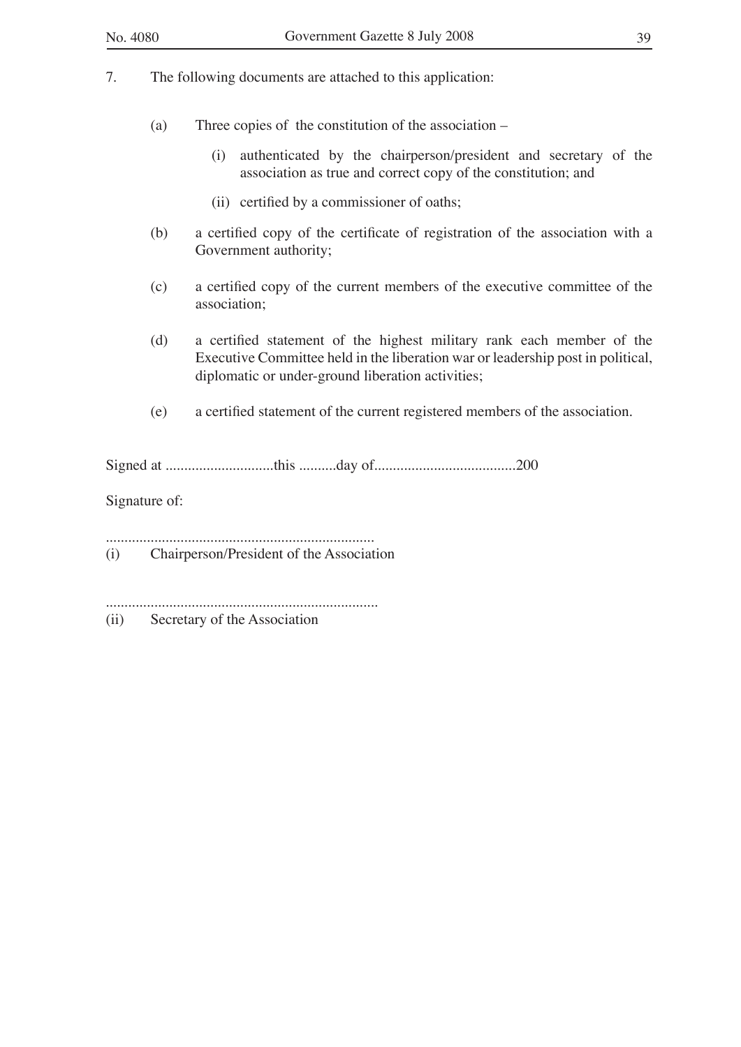7. The following documents are attached to this application:

   (a) Three copies of the constitution of the association –

      (i) authenticated by the chairperson/president and secretary of the association as true and correct copy of the constitution; and

      (ii) certified by a commissioner of oaths;

   (b) a certified copy of the certificate of registration of the association with a Government authority;

   (c) a certified copy of the current members of the executive committee of the association;

   (d) a certified statement of the highest military rank each member of the Executive Committee held in the liberation war or leadership post in political, diplomatic or under-ground liberation activities;

   (e) a certified statement of the current registered members of the association.

Signed at ............................this ..........day of.....................................200

Signature of:

........................................................................
(i) Chairperson/President of the Association

.........................................................................
(ii) Secretary of the Association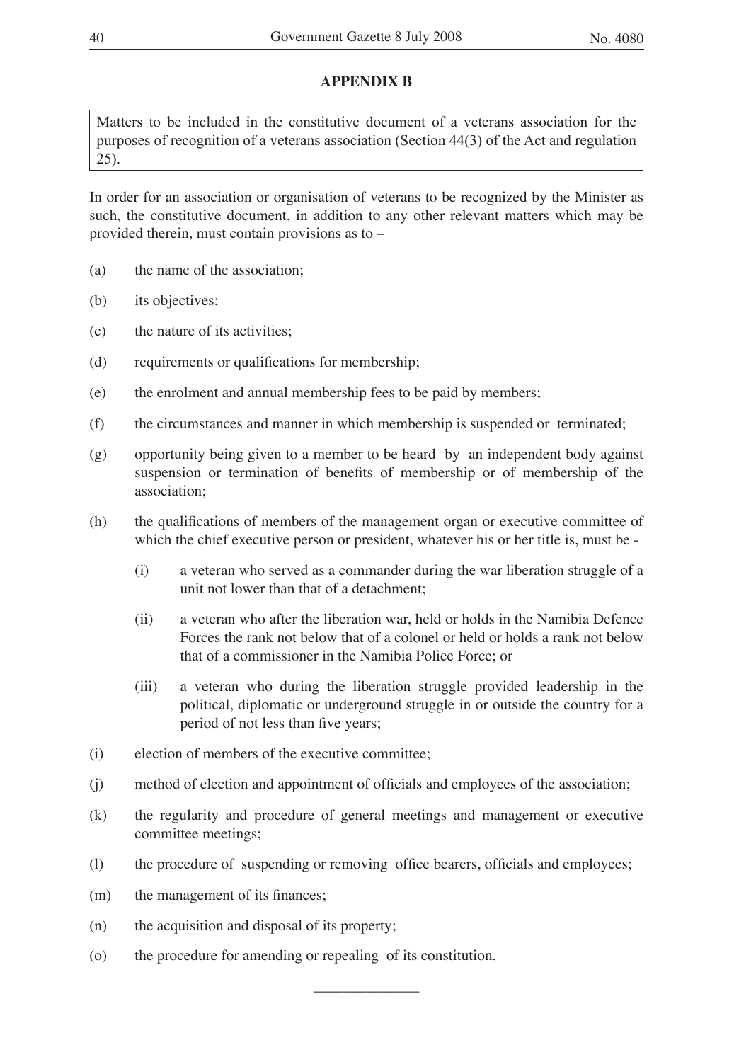## APPENDIX B

Matters to be included in the constitutive document of a veterans association for the purposes of recognition of a veterans association (Section 44(3) of the Act and regulation 25).

In order for an association or organisation of veterans to be recognized by the Minister as such, the constitutive document, in addition to any other relevant matters which may be provided therein, must contain provisions as to –

(a) the name of the association;

(b) its objectives;

(c) the nature of its activities;

(d) requirements or qualifications for membership;

(e) the enrolment and annual membership fees to be paid by members;

(f) the circumstances and manner in which membership is suspended or terminated;

(g) opportunity being given to a member to be heard by an independent body against suspension or termination of benefits of membership or of membership of the association;

(h) the qualifications of members of the management organ or executive committee of which the chief executive person or president, whatever his or her title is, must be -

 (i) a veteran who served as a commander during the war liberation struggle of a unit not lower than that of a detachment;

 (ii) a veteran who after the liberation war, held or holds in the Namibia Defence Forces the rank not below that of a colonel or held or holds a rank not below that of a commissioner in the Namibia Police Force; or

 (iii) a veteran who during the liberation struggle provided leadership in the political, diplomatic or underground struggle in or outside the country for a period of not less than five years;

(i) election of members of the executive committee;

(j) method of election and appointment of officials and employees of the association;

(k) the regularity and procedure of general meetings and management or executive committee meetings;

(l) the procedure of suspending or removing office bearers, officials and employees;

(m) the management of its finances;

(n) the acquisition and disposal of its property;

(o) the procedure for amending or repealing of its constitution.

________________